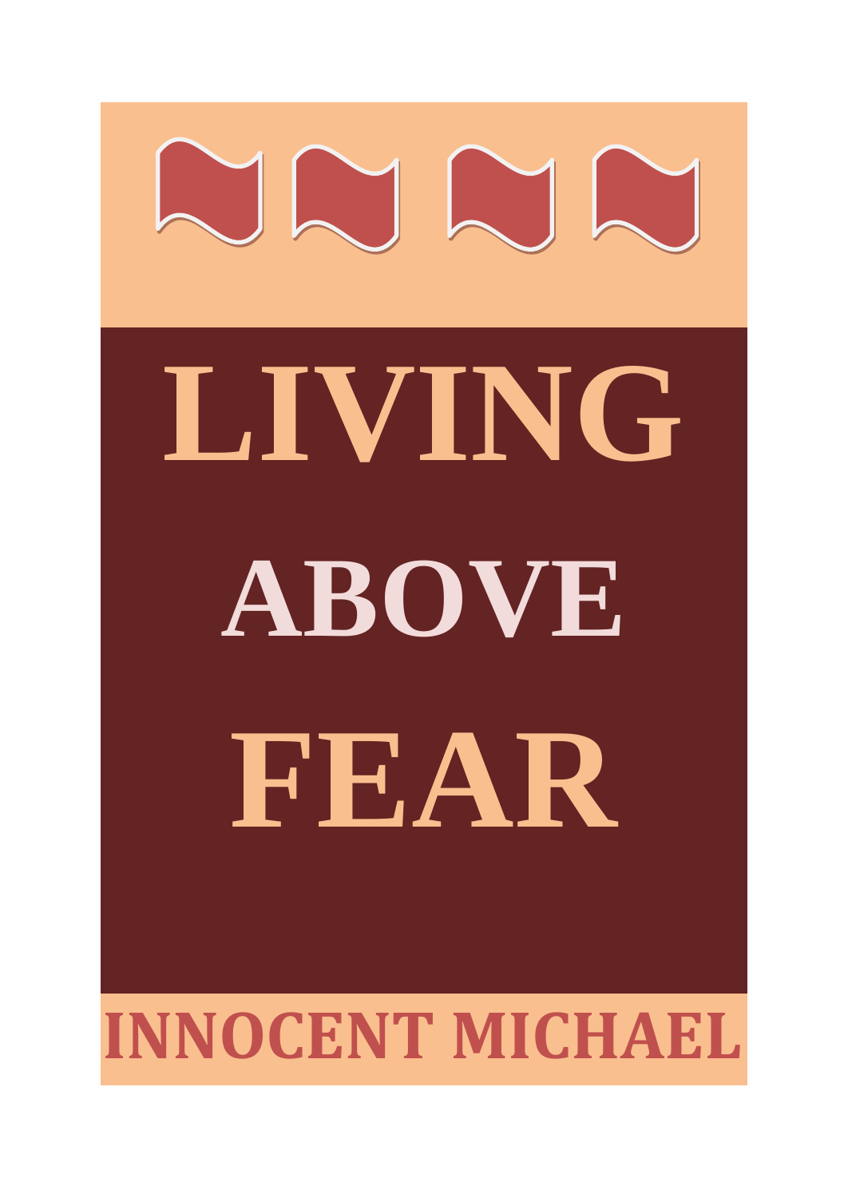# LIVING ABOVE FEAR

**INNOCENT MICHAEL**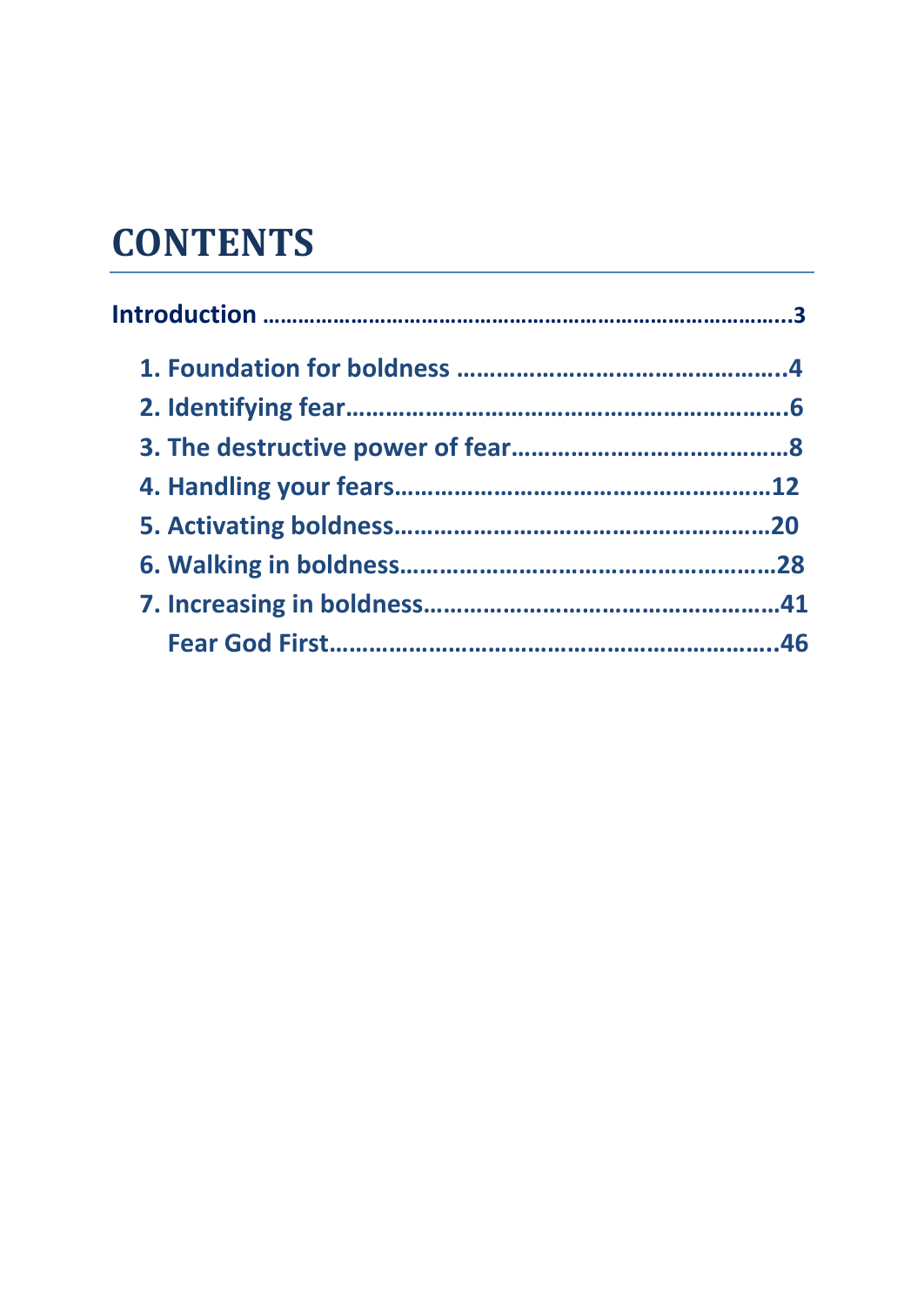# CONTENTS

**Introduction ………………………………………………………………………………….3**

**1. Foundation for boldness ………………………………………..4**
**2. Identifying fear…………………………………………………….6**
**3. The destructive power of fear…………………………………8**
**4. Handling your fears………………………………………………12**
**5. Activating boldness………………………………………………20**
**6. Walking in boldness………………………………………………28**
**7. Increasing in boldness…………………………………………41**
**Fear God First………………………………………………………..46**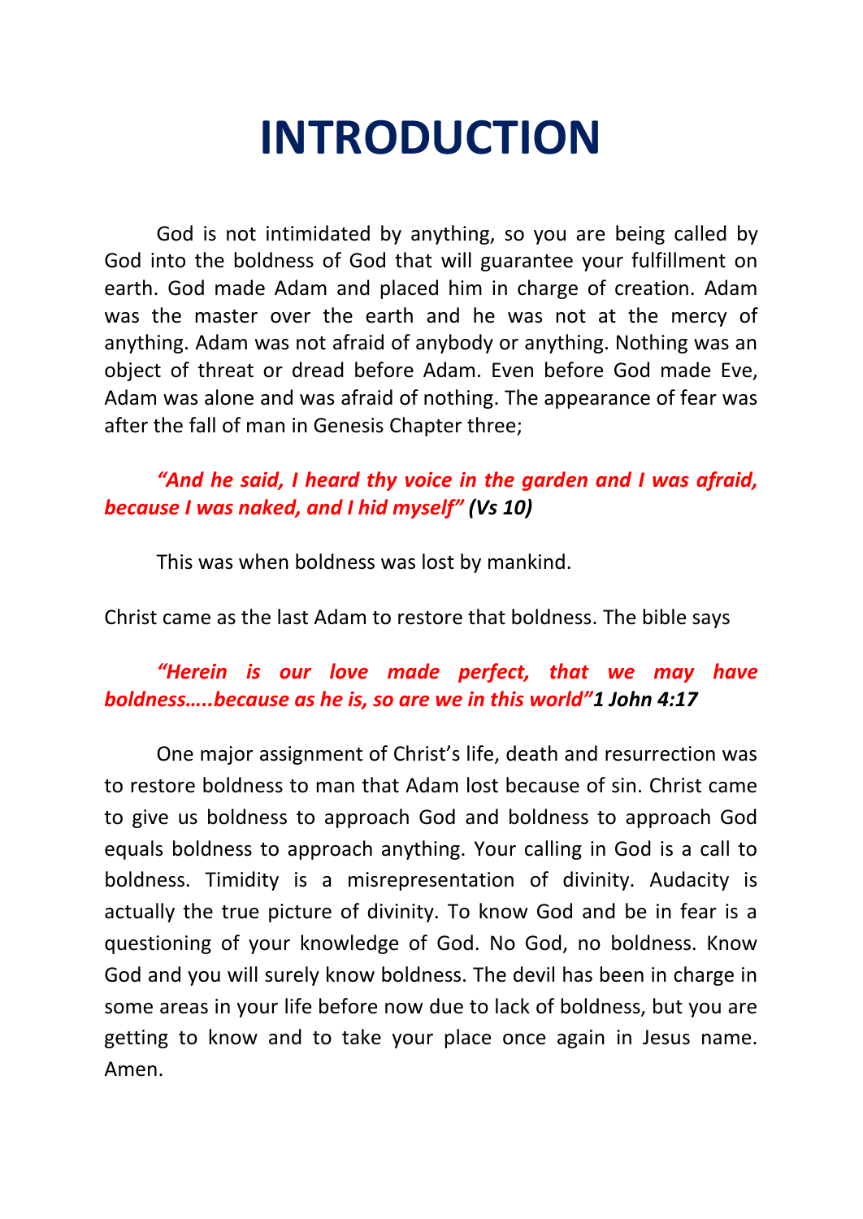# INTRODUCTION

God is not intimidated by anything, so you are being called by God into the boldness of God that will guarantee your fulfillment on earth. God made Adam and placed him in charge of creation. Adam was the master over the earth and he was not at the mercy of anything. Adam was not afraid of anybody or anything. Nothing was an object of threat or dread before Adam. Even before God made Eve, Adam was alone and was afraid of nothing. The appearance of fear was after the fall of man in Genesis Chapter three;

***"And he said, I heard thy voice in the garden and I was afraid, because I was naked, and I hid myself" (Vs 10)***

This was when boldness was lost by mankind.

Christ came as the last Adam to restore that boldness. The bible says

***"Herein is our love made perfect, that we may have boldness…..because as he is, so are we in this world"1 John 4:17***

One major assignment of Christ's life, death and resurrection was to restore boldness to man that Adam lost because of sin. Christ came to give us boldness to approach God and boldness to approach God equals boldness to approach anything. Your calling in God is a call to boldness. Timidity is a misrepresentation of divinity. Audacity is actually the true picture of divinity. To know God and be in fear is a questioning of your knowledge of God. No God, no boldness. Know God and you will surely know boldness. The devil has been in charge in some areas in your life before now due to lack of boldness, but you are getting to know and to take your place once again in Jesus name. Amen.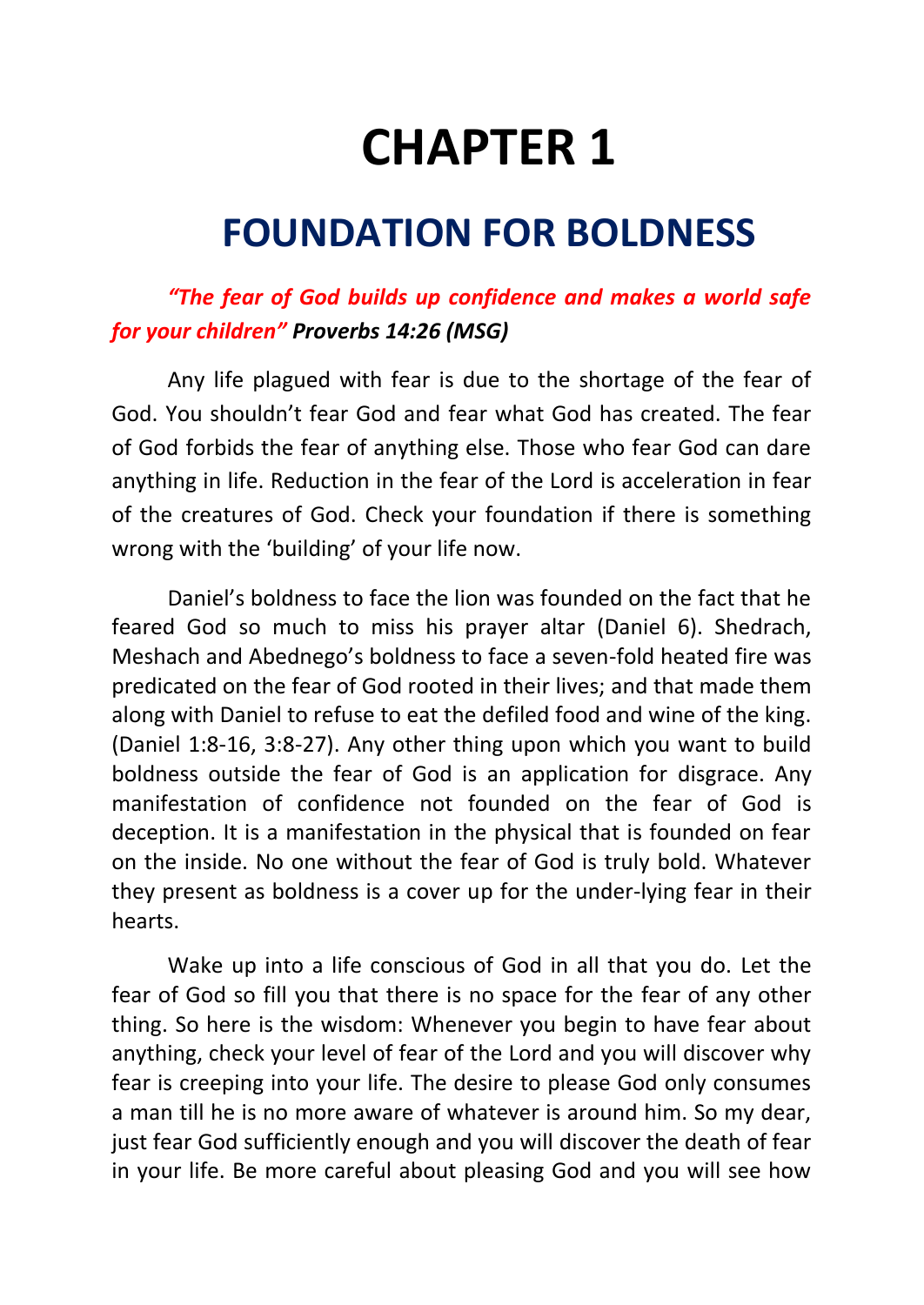# CHAPTER 1

## FOUNDATION FOR BOLDNESS

***"The fear of God builds up confidence and makes a world safe for your children" Proverbs 14:26 (MSG)***

Any life plagued with fear is due to the shortage of the fear of God. You shouldn't fear God and fear what God has created. The fear of God forbids the fear of anything else. Those who fear God can dare anything in life. Reduction in the fear of the Lord is acceleration in fear of the creatures of God. Check your foundation if there is something wrong with the 'building' of your life now.

Daniel's boldness to face the lion was founded on the fact that he feared God so much to miss his prayer altar (Daniel 6). Shedrach, Meshach and Abednego's boldness to face a seven-fold heated fire was predicated on the fear of God rooted in their lives; and that made them along with Daniel to refuse to eat the defiled food and wine of the king. (Daniel 1:8-16, 3:8-27). Any other thing upon which you want to build boldness outside the fear of God is an application for disgrace. Any manifestation of confidence not founded on the fear of God is deception. It is a manifestation in the physical that is founded on fear on the inside. No one without the fear of God is truly bold. Whatever they present as boldness is a cover up for the under-lying fear in their hearts.

Wake up into a life conscious of God in all that you do. Let the fear of God so fill you that there is no space for the fear of any other thing. So here is the wisdom: Whenever you begin to have fear about anything, check your level of fear of the Lord and you will discover why fear is creeping into your life. The desire to please God only consumes a man till he is no more aware of whatever is around him. So my dear, just fear God sufficiently enough and you will discover the death of fear in your life. Be more careful about pleasing God and you will see how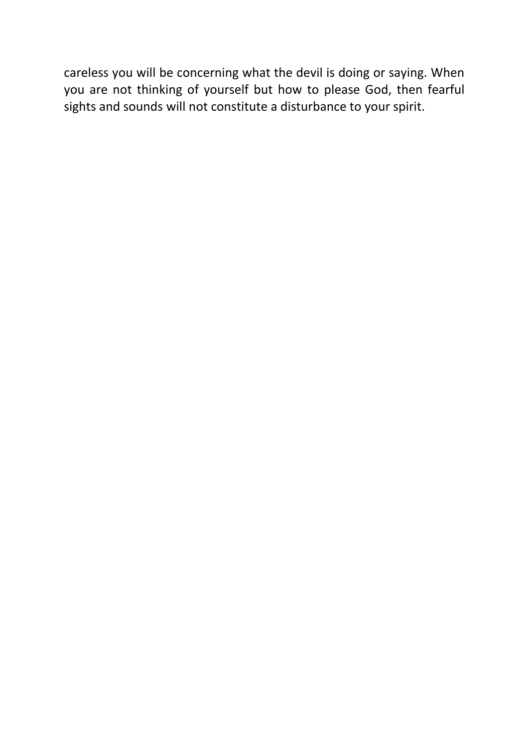careless you will be concerning what the devil is doing or saying. When you are not thinking of yourself but how to please God, then fearful sights and sounds will not constitute a disturbance to your spirit.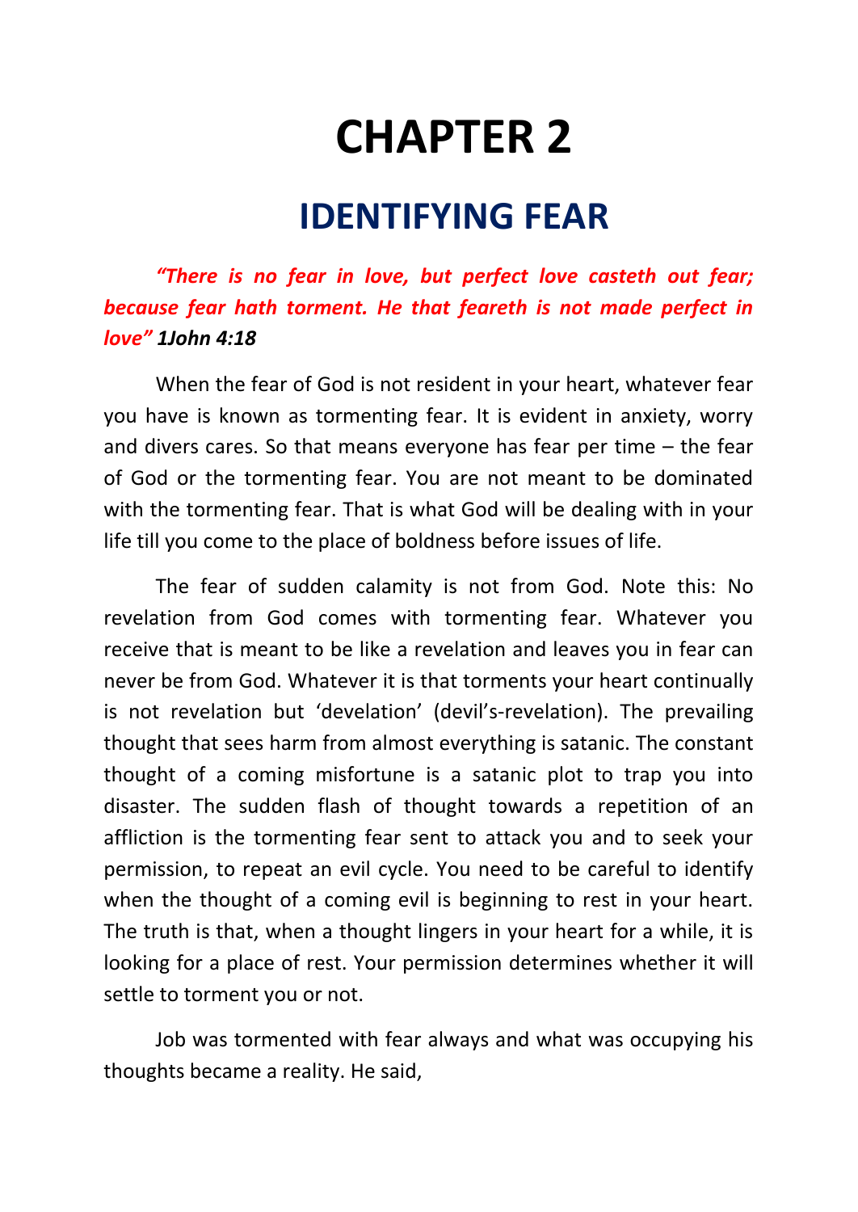# CHAPTER 2

## IDENTIFYING FEAR

***"There is no fear in love, but perfect love casteth out fear; because fear hath torment. He that feareth is not made perfect in love" 1John 4:18***

When the fear of God is not resident in your heart, whatever fear you have is known as tormenting fear. It is evident in anxiety, worry and divers cares. So that means everyone has fear per time – the fear of God or the tormenting fear. You are not meant to be dominated with the tormenting fear. That is what God will be dealing with in your life till you come to the place of boldness before issues of life.

The fear of sudden calamity is not from God. Note this: No revelation from God comes with tormenting fear. Whatever you receive that is meant to be like a revelation and leaves you in fear can never be from God. Whatever it is that torments your heart continually is not revelation but 'develation' (devil's-revelation). The prevailing thought that sees harm from almost everything is satanic. The constant thought of a coming misfortune is a satanic plot to trap you into disaster. The sudden flash of thought towards a repetition of an affliction is the tormenting fear sent to attack you and to seek your permission, to repeat an evil cycle. You need to be careful to identify when the thought of a coming evil is beginning to rest in your heart. The truth is that, when a thought lingers in your heart for a while, it is looking for a place of rest. Your permission determines whether it will settle to torment you or not.

Job was tormented with fear always and what was occupying his thoughts became a reality. He said,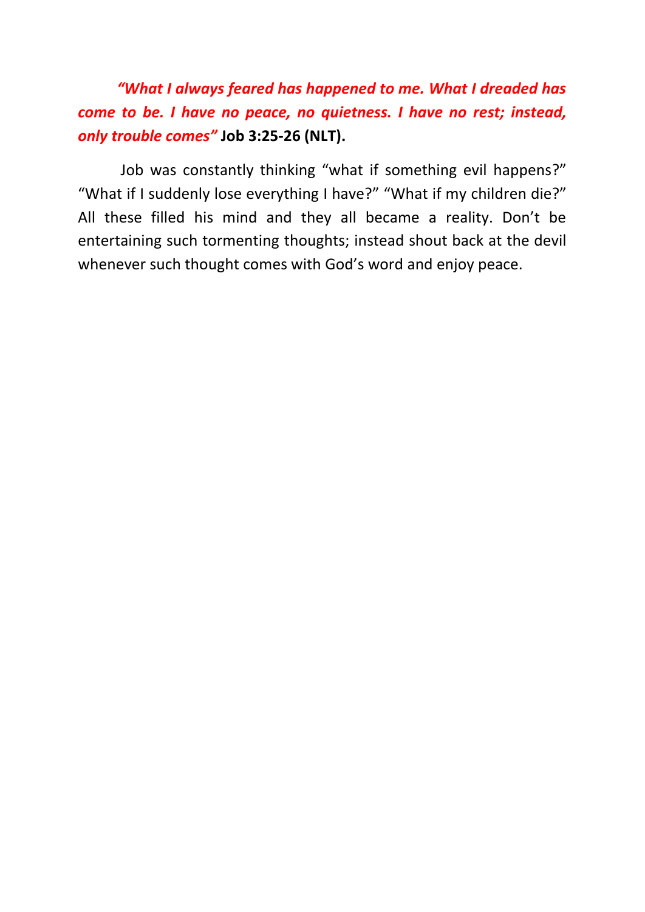*"What I always feared has happened to me. What I dreaded has come to be. I have no peace, no quietness. I have no rest; instead, only trouble comes"* **Job 3:25-26 (NLT).**

Job was constantly thinking "what if something evil happens?" "What if I suddenly lose everything I have?" "What if my children die?" All these filled his mind and they all became a reality. Don't be entertaining such tormenting thoughts; instead shout back at the devil whenever such thought comes with God's word and enjoy peace.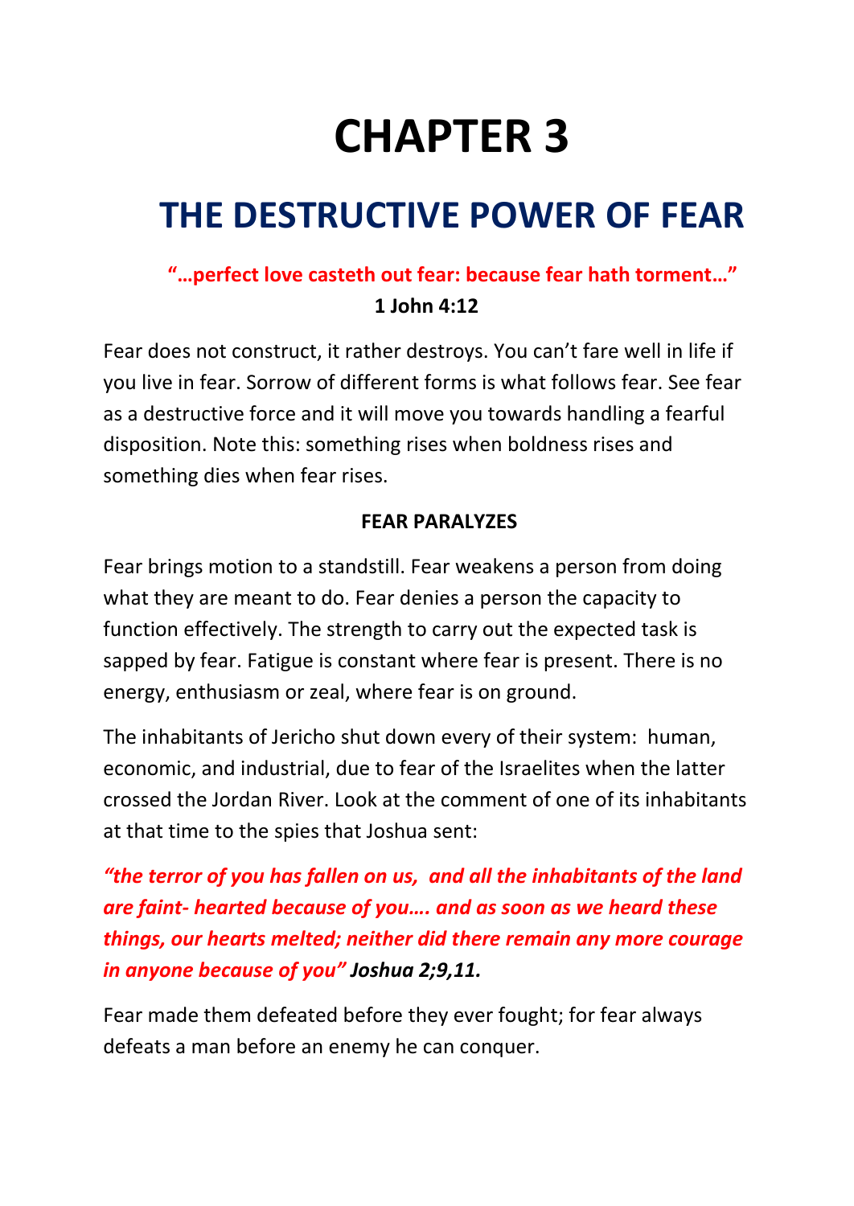# CHAPTER 3

## THE DESTRUCTIVE POWER OF FEAR

**"…perfect love casteth out fear: because fear hath torment…"**
**1 John 4:12**

Fear does not construct, it rather destroys. You can't fare well in life if you live in fear. Sorrow of different forms is what follows fear. See fear as a destructive force and it will move you towards handling a fearful disposition. Note this: something rises when boldness rises and something dies when fear rises.

### FEAR PARALYZES

Fear brings motion to a standstill. Fear weakens a person from doing what they are meant to do. Fear denies a person the capacity to function effectively. The strength to carry out the expected task is sapped by fear. Fatigue is constant where fear is present. There is no energy, enthusiasm or zeal, where fear is on ground.

The inhabitants of Jericho shut down every of their system: human, economic, and industrial, due to fear of the Israelites when the latter crossed the Jordan River. Look at the comment of one of its inhabitants at that time to the spies that Joshua sent:

***"the terror of you has fallen on us, and all the inhabitants of the land are faint- hearted because of you…. and as soon as we heard these things, our hearts melted; neither did there remain any more courage in anyone because of you" Joshua 2;9,11.***

Fear made them defeated before they ever fought; for fear always defeats a man before an enemy he can conquer.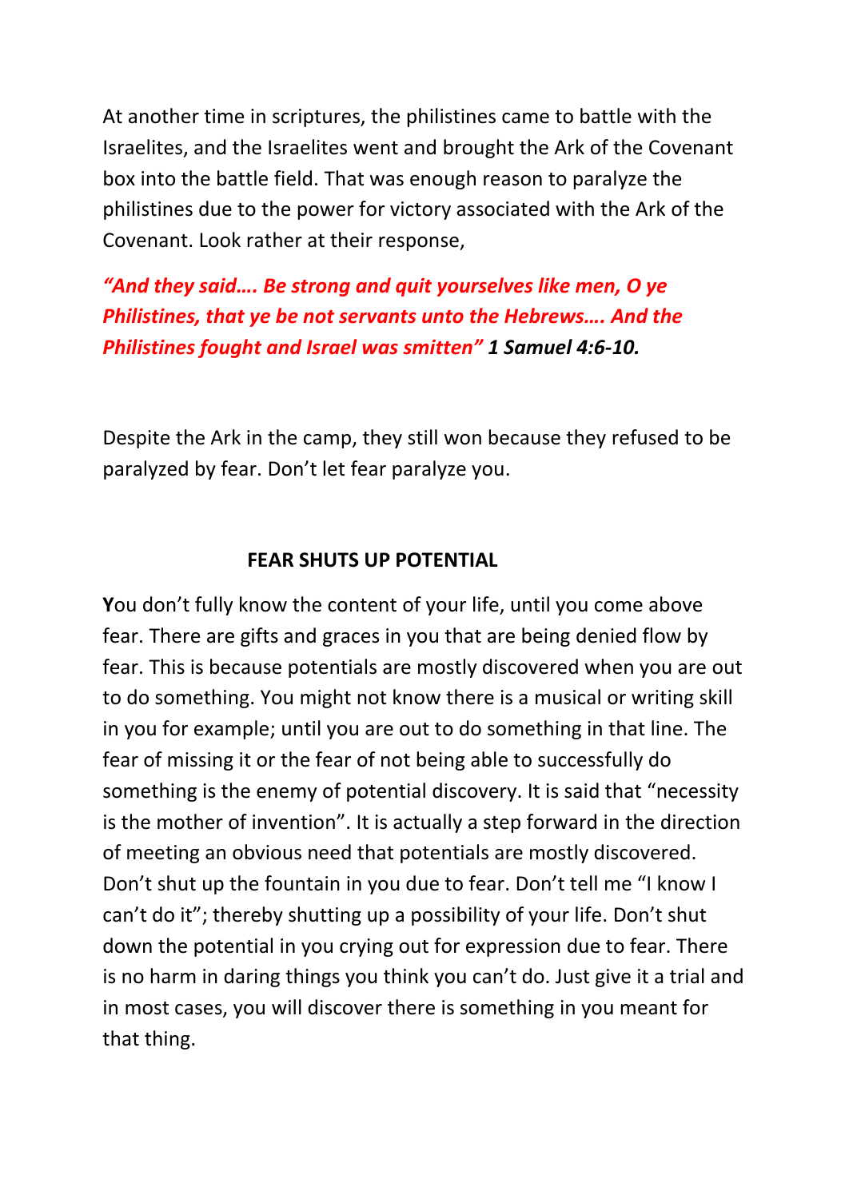At another time in scriptures, the philistines came to battle with the Israelites, and the Israelites went and brought the Ark of the Covenant box into the battle field. That was enough reason to paralyze the philistines due to the power for victory associated with the Ark of the Covenant. Look rather at their response,

***"And they said…. Be strong and quit yourselves like men, O ye Philistines, that ye be not servants unto the Hebrews…. And the Philistines fought and Israel was smitten" 1 Samuel 4:6-10.***

Despite the Ark in the camp, they still won because they refused to be paralyzed by fear. Don't let fear paralyze you.

## FEAR SHUTS UP POTENTIAL

**Y**ou don't fully know the content of your life, until you come above fear. There are gifts and graces in you that are being denied flow by fear. This is because potentials are mostly discovered when you are out to do something. You might not know there is a musical or writing skill in you for example; until you are out to do something in that line. The fear of missing it or the fear of not being able to successfully do something is the enemy of potential discovery. It is said that "necessity is the mother of invention". It is actually a step forward in the direction of meeting an obvious need that potentials are mostly discovered. Don't shut up the fountain in you due to fear. Don't tell me "I know I can't do it"; thereby shutting up a possibility of your life. Don't shut down the potential in you crying out for expression due to fear. There is no harm in daring things you think you can't do. Just give it a trial and in most cases, you will discover there is something in you meant for that thing.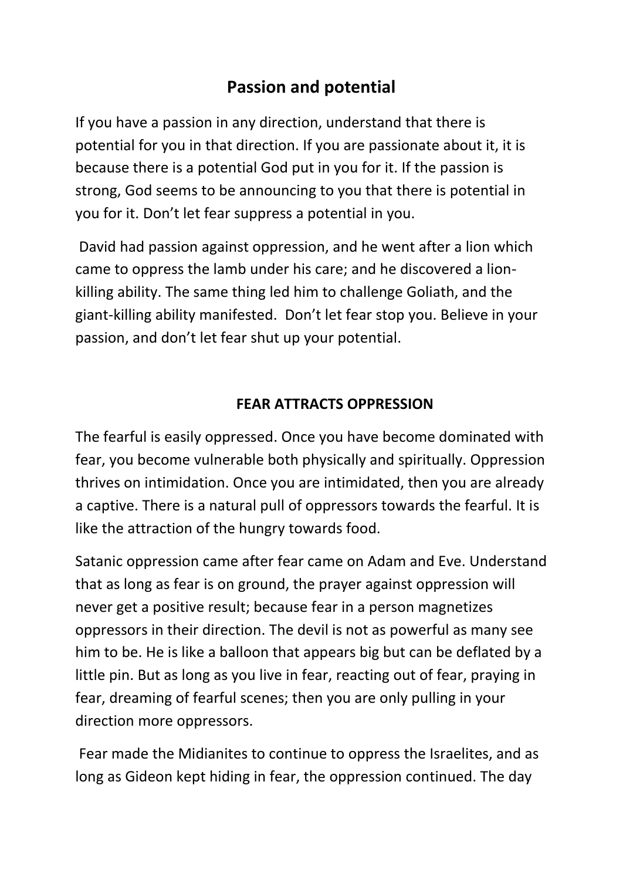## Passion and potential

If you have a passion in any direction, understand that there is potential for you in that direction. If you are passionate about it, it is because there is a potential God put in you for it. If the passion is strong, God seems to be announcing to you that there is potential in you for it. Don't let fear suppress a potential in you.

David had passion against oppression, and he went after a lion which came to oppress the lamb under his care; and he discovered a lion-killing ability. The same thing led him to challenge Goliath, and the giant-killing ability manifested. Don't let fear stop you. Believe in your passion, and don't let fear shut up your potential.

## FEAR ATTRACTS OPPRESSION

The fearful is easily oppressed. Once you have become dominated with fear, you become vulnerable both physically and spiritually. Oppression thrives on intimidation. Once you are intimidated, then you are already a captive. There is a natural pull of oppressors towards the fearful. It is like the attraction of the hungry towards food.

Satanic oppression came after fear came on Adam and Eve. Understand that as long as fear is on ground, the prayer against oppression will never get a positive result; because fear in a person magnetizes oppressors in their direction. The devil is not as powerful as many see him to be. He is like a balloon that appears big but can be deflated by a little pin. But as long as you live in fear, reacting out of fear, praying in fear, dreaming of fearful scenes; then you are only pulling in your direction more oppressors.

Fear made the Midianites to continue to oppress the Israelites, and as long as Gideon kept hiding in fear, the oppression continued. The day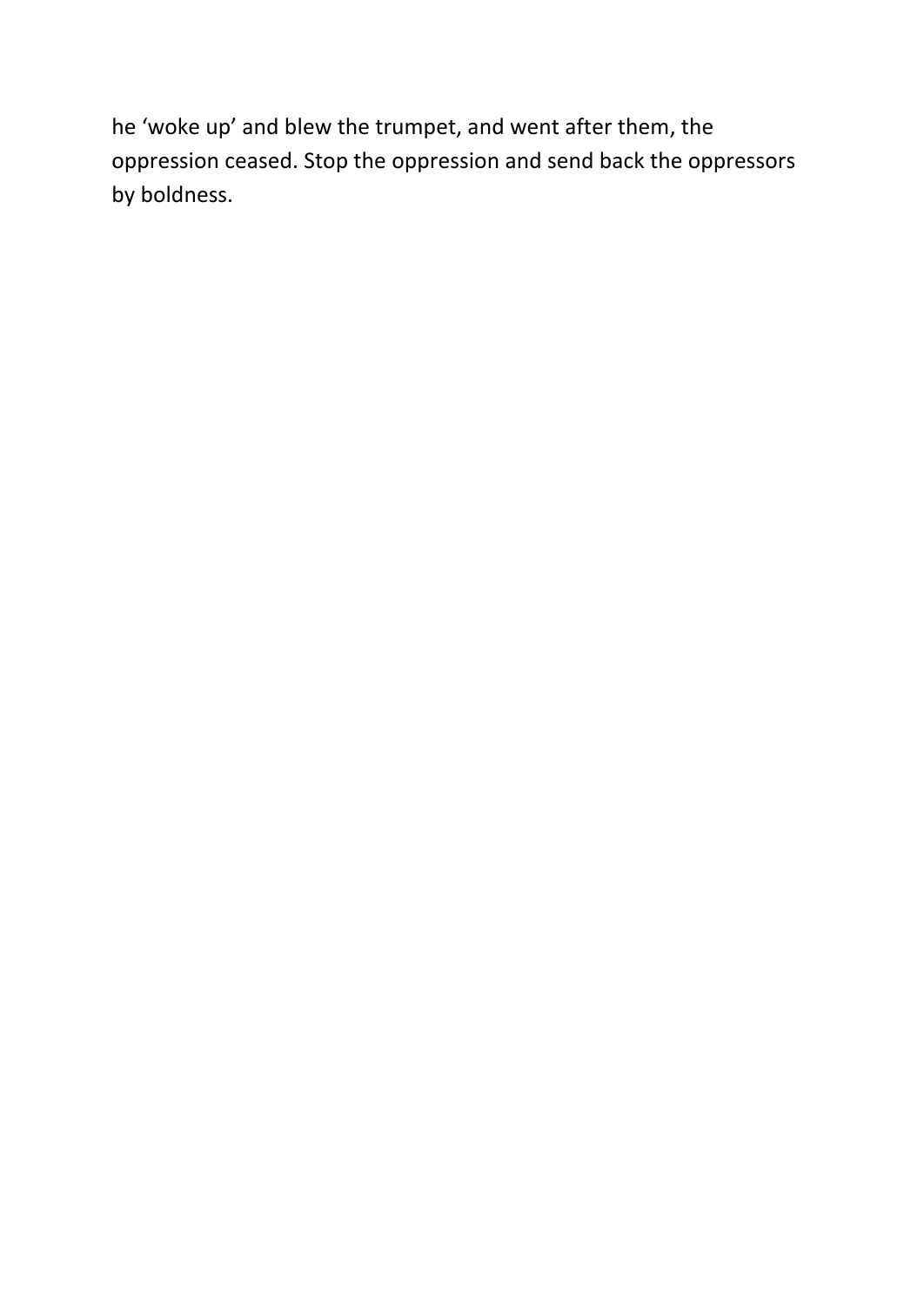he ‘woke up’ and blew the trumpet, and went after them, the oppression ceased. Stop the oppression and send back the oppressors by boldness.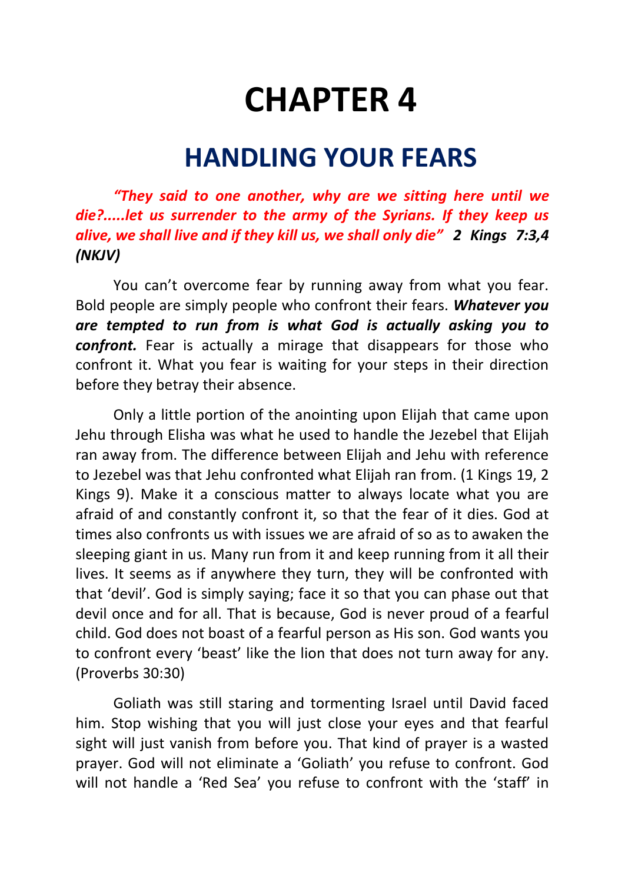# CHAPTER 4

## HANDLING YOUR FEARS

*"They said to one another, why are we sitting here until we die?.....let us surrender to the army of the Syrians. If they keep us alive, we shall live and if they kill us, we shall only die"* ***2 Kings 7:3,4 (NKJV)***

You can't overcome fear by running away from what you fear. Bold people are simply people who confront their fears. ***Whatever you are tempted to run from is what God is actually asking you to confront.*** Fear is actually a mirage that disappears for those who confront it. What you fear is waiting for your steps in their direction before they betray their absence.

Only a little portion of the anointing upon Elijah that came upon Jehu through Elisha was what he used to handle the Jezebel that Elijah ran away from. The difference between Elijah and Jehu with reference to Jezebel was that Jehu confronted what Elijah ran from. (1 Kings 19, 2 Kings 9). Make it a conscious matter to always locate what you are afraid of and constantly confront it, so that the fear of it dies. God at times also confronts us with issues we are afraid of so as to awaken the sleeping giant in us. Many run from it and keep running from it all their lives. It seems as if anywhere they turn, they will be confronted with that 'devil'. God is simply saying; face it so that you can phase out that devil once and for all. That is because, God is never proud of a fearful child. God does not boast of a fearful person as His son. God wants you to confront every 'beast' like the lion that does not turn away for any. (Proverbs 30:30)

Goliath was still staring and tormenting Israel until David faced him. Stop wishing that you will just close your eyes and that fearful sight will just vanish from before you. That kind of prayer is a wasted prayer. God will not eliminate a 'Goliath' you refuse to confront. God will not handle a 'Red Sea' you refuse to confront with the 'staff' in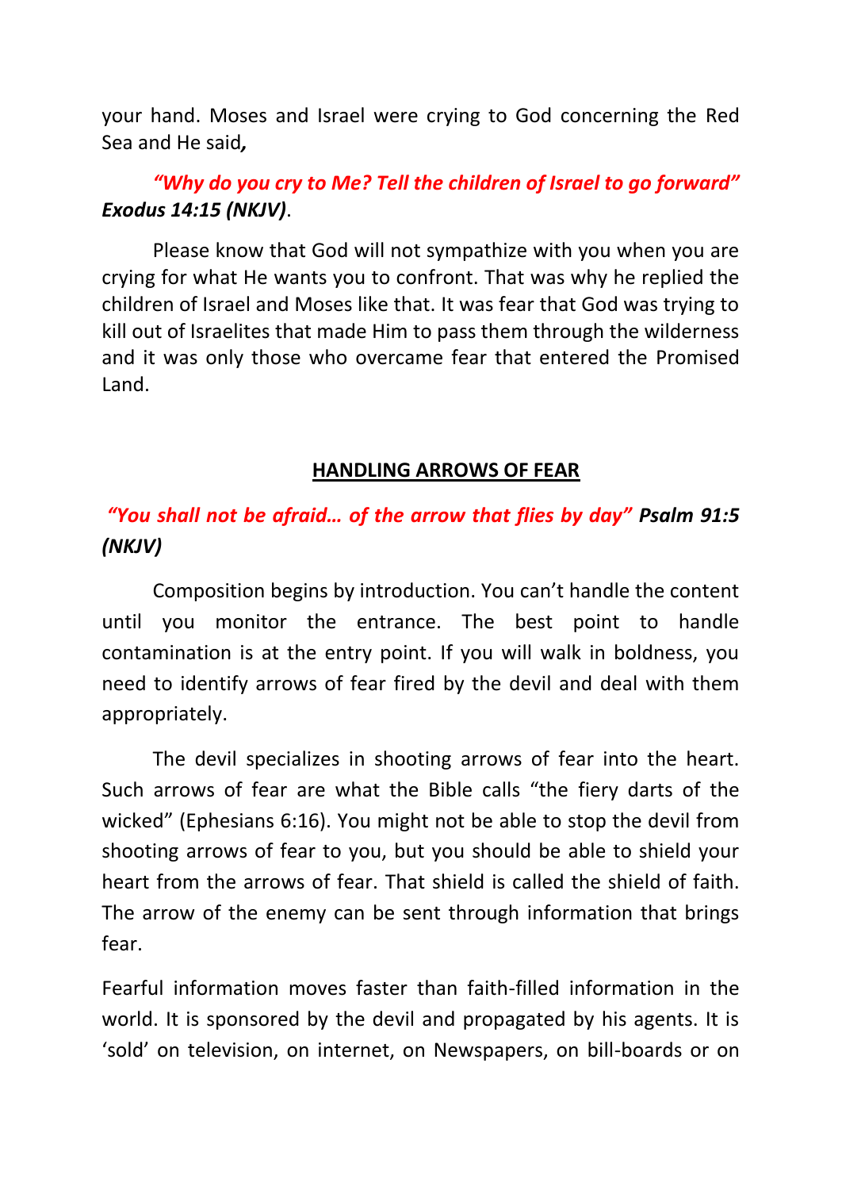your hand. Moses and Israel were crying to God concerning the Red Sea and He said*,*

*"Why do you cry to Me? Tell the children of Israel to go forward"* ***Exodus 14:15 (NKJV)***.

Please know that God will not sympathize with you when you are crying for what He wants you to confront. That was why he replied the children of Israel and Moses like that. It was fear that God was trying to kill out of Israelites that made Him to pass them through the wilderness and it was only those who overcame fear that entered the Promised Land.

## HANDLING ARROWS OF FEAR

*"You shall not be afraid… of the arrow that flies by day"* ***Psalm 91:5 (NKJV)***

Composition begins by introduction. You can't handle the content until you monitor the entrance. The best point to handle contamination is at the entry point. If you will walk in boldness, you need to identify arrows of fear fired by the devil and deal with them appropriately.

The devil specializes in shooting arrows of fear into the heart. Such arrows of fear are what the Bible calls "the fiery darts of the wicked" (Ephesians 6:16). You might not be able to stop the devil from shooting arrows of fear to you, but you should be able to shield your heart from the arrows of fear. That shield is called the shield of faith. The arrow of the enemy can be sent through information that brings fear.

Fearful information moves faster than faith-filled information in the world. It is sponsored by the devil and propagated by his agents. It is 'sold' on television, on internet, on Newspapers, on bill-boards or on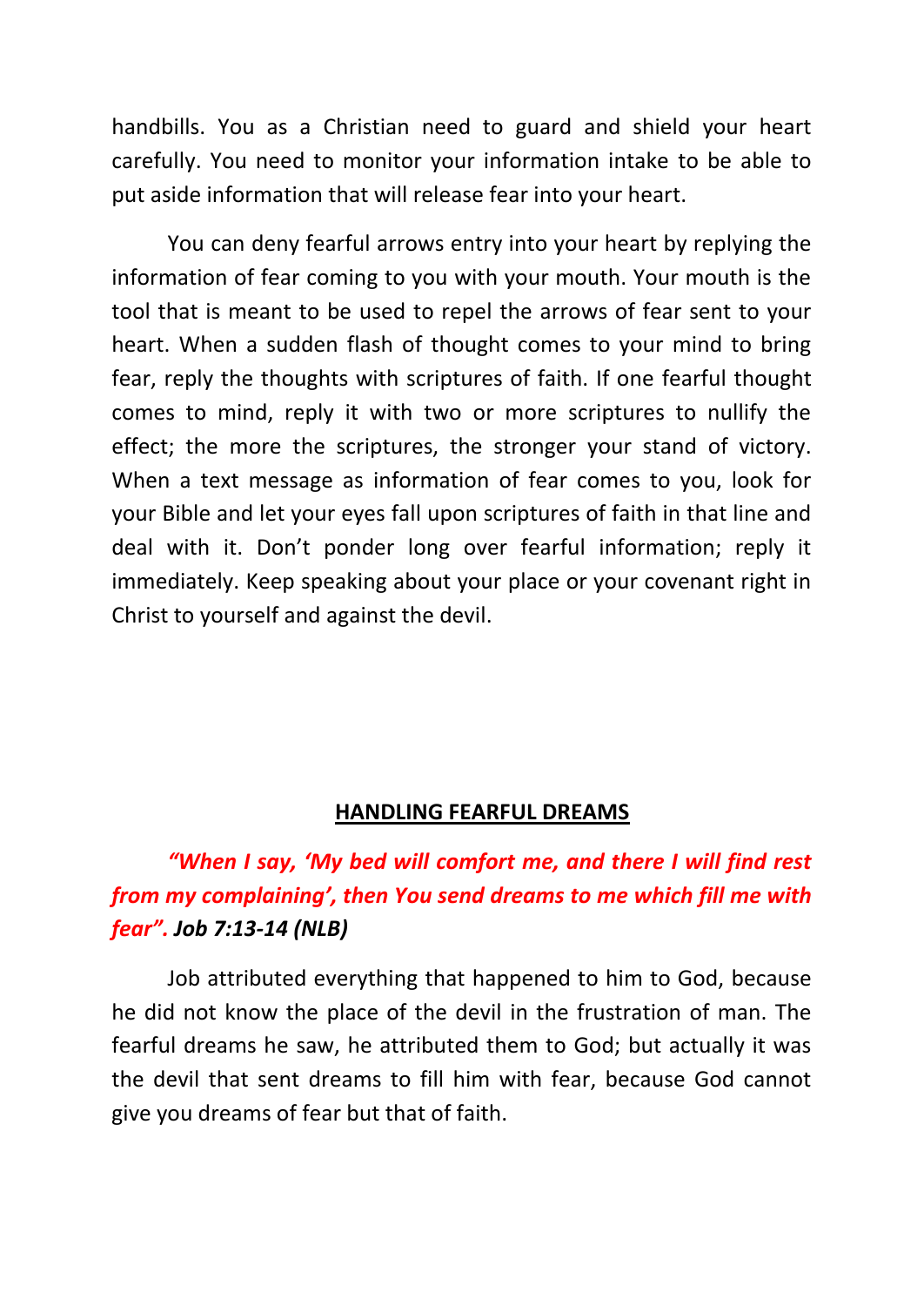handbills. You as a Christian need to guard and shield your heart carefully. You need to monitor your information intake to be able to put aside information that will release fear into your heart.

You can deny fearful arrows entry into your heart by replying the information of fear coming to you with your mouth. Your mouth is the tool that is meant to be used to repel the arrows of fear sent to your heart. When a sudden flash of thought comes to your mind to bring fear, reply the thoughts with scriptures of faith. If one fearful thought comes to mind, reply it with two or more scriptures to nullify the effect; the more the scriptures, the stronger your stand of victory. When a text message as information of fear comes to you, look for your Bible and let your eyes fall upon scriptures of faith in that line and deal with it. Don't ponder long over fearful information; reply it immediately. Keep speaking about your place or your covenant right in Christ to yourself and against the devil.

## HANDLING FEARFUL DREAMS

***"When I say, 'My bed will comfort me, and there I will find rest from my complaining', then You send dreams to me which fill me with fear". Job 7:13-14 (NLB)***

Job attributed everything that happened to him to God, because he did not know the place of the devil in the frustration of man. The fearful dreams he saw, he attributed them to God; but actually it was the devil that sent dreams to fill him with fear, because God cannot give you dreams of fear but that of faith.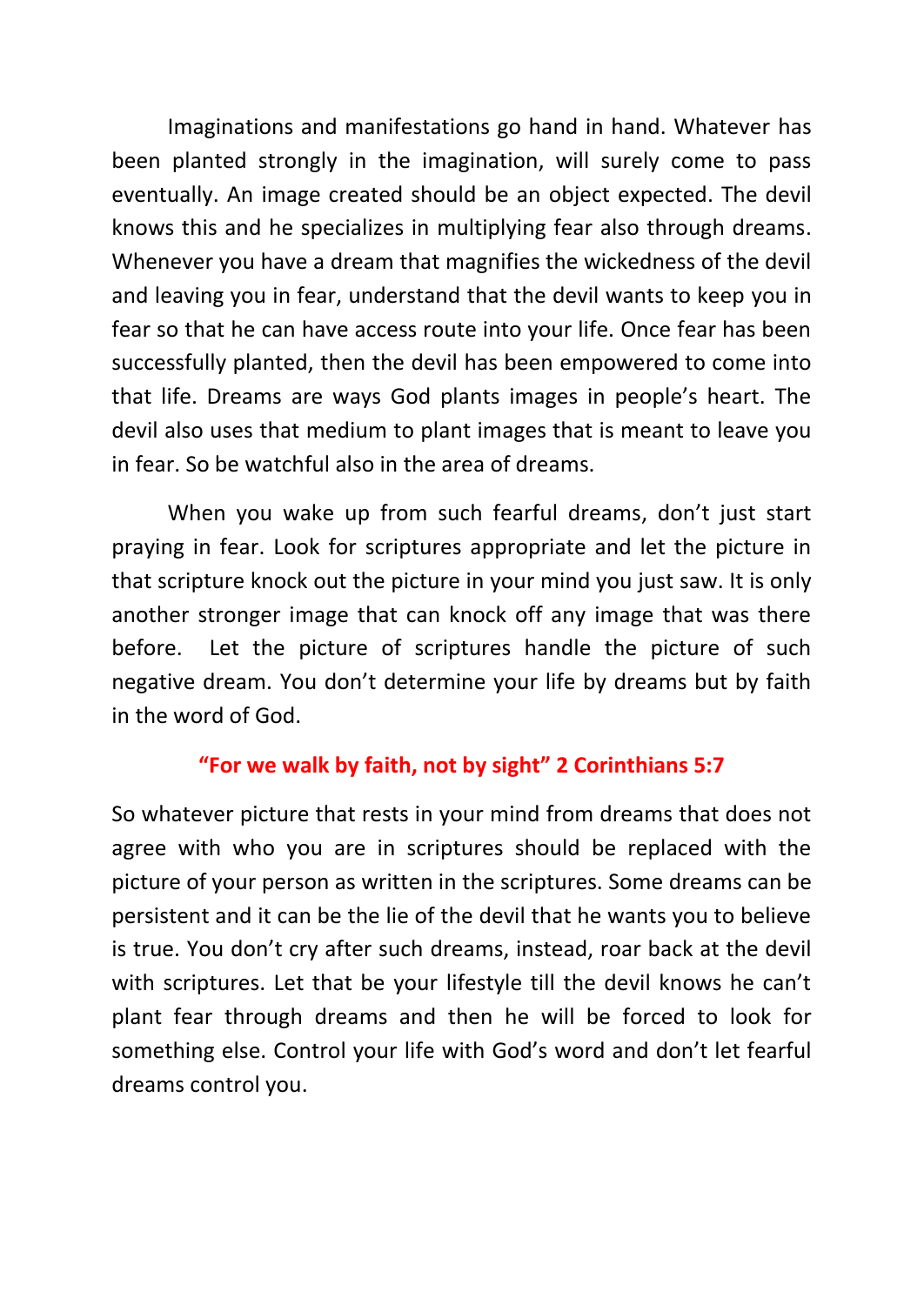Imaginations and manifestations go hand in hand. Whatever has been planted strongly in the imagination, will surely come to pass eventually. An image created should be an object expected. The devil knows this and he specializes in multiplying fear also through dreams. Whenever you have a dream that magnifies the wickedness of the devil and leaving you in fear, understand that the devil wants to keep you in fear so that he can have access route into your life. Once fear has been successfully planted, then the devil has been empowered to come into that life. Dreams are ways God plants images in people's heart. The devil also uses that medium to plant images that is meant to leave you in fear. So be watchful also in the area of dreams.

When you wake up from such fearful dreams, don't just start praying in fear. Look for scriptures appropriate and let the picture in that scripture knock out the picture in your mind you just saw. It is only another stronger image that can knock off any image that was there before. Let the picture of scriptures handle the picture of such negative dream. You don't determine your life by dreams but by faith in the word of God.

**"For we walk by faith, not by sight" 2 Corinthians 5:7**

So whatever picture that rests in your mind from dreams that does not agree with who you are in scriptures should be replaced with the picture of your person as written in the scriptures. Some dreams can be persistent and it can be the lie of the devil that he wants you to believe is true. You don't cry after such dreams, instead, roar back at the devil with scriptures. Let that be your lifestyle till the devil knows he can't plant fear through dreams and then he will be forced to look for something else. Control your life with God's word and don't let fearful dreams control you.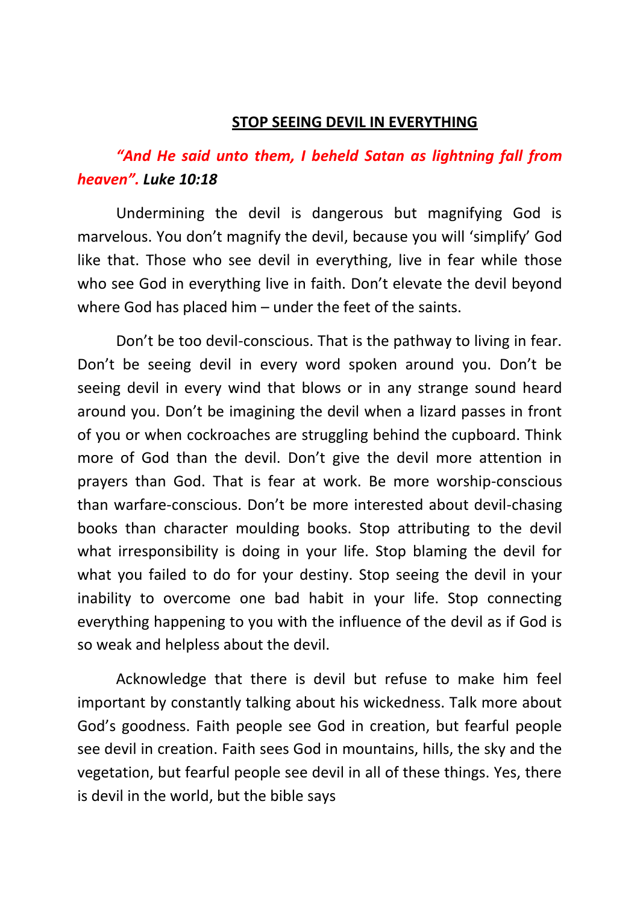## STOP SEEING DEVIL IN EVERYTHING

***"And He said unto them, I beheld Satan as lightning fall from heaven". Luke 10:18***

Undermining the devil is dangerous but magnifying God is marvelous. You don't magnify the devil, because you will 'simplify' God like that. Those who see devil in everything, live in fear while those who see God in everything live in faith. Don't elevate the devil beyond where God has placed him – under the feet of the saints.

Don't be too devil-conscious. That is the pathway to living in fear. Don't be seeing devil in every word spoken around you. Don't be seeing devil in every wind that blows or in any strange sound heard around you. Don't be imagining the devil when a lizard passes in front of you or when cockroaches are struggling behind the cupboard. Think more of God than the devil. Don't give the devil more attention in prayers than God. That is fear at work. Be more worship-conscious than warfare-conscious. Don't be more interested about devil-chasing books than character moulding books. Stop attributing to the devil what irresponsibility is doing in your life. Stop blaming the devil for what you failed to do for your destiny. Stop seeing the devil in your inability to overcome one bad habit in your life. Stop connecting everything happening to you with the influence of the devil as if God is so weak and helpless about the devil.

Acknowledge that there is devil but refuse to make him feel important by constantly talking about his wickedness. Talk more about God's goodness. Faith people see God in creation, but fearful people see devil in creation. Faith sees God in mountains, hills, the sky and the vegetation, but fearful people see devil in all of these things. Yes, there is devil in the world, but the bible says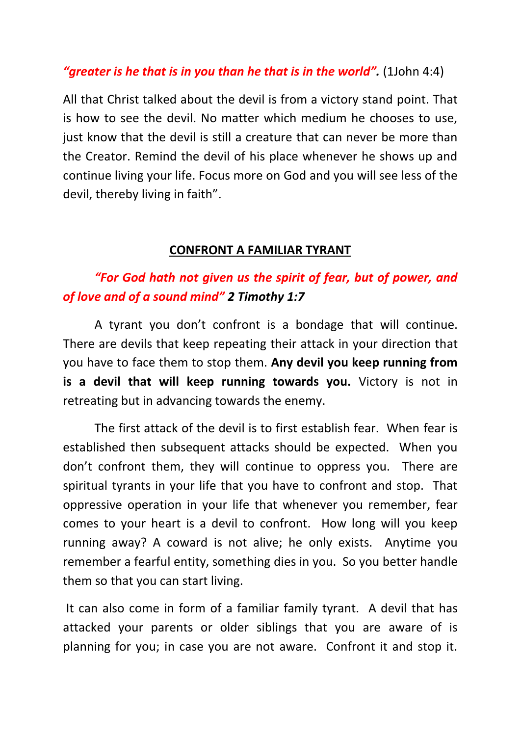***"greater is he that is in you than he that is in the world".*** (1John 4:4)

All that Christ talked about the devil is from a victory stand point. That is how to see the devil. No matter which medium he chooses to use, just know that the devil is still a creature that can never be more than the Creator. Remind the devil of his place whenever he shows up and continue living your life. Focus more on God and you will see less of the devil, thereby living in faith".

## CONFRONT A FAMILIAR TYRANT

***"For God hath not given us the spirit of fear, but of power, and of love and of a sound mind" 2 Timothy 1:7***

A tyrant you don't confront is a bondage that will continue. There are devils that keep repeating their attack in your direction that you have to face them to stop them. **Any devil you keep running from is a devil that will keep running towards you.** Victory is not in retreating but in advancing towards the enemy.

The first attack of the devil is to first establish fear. When fear is established then subsequent attacks should be expected. When you don't confront them, they will continue to oppress you. There are spiritual tyrants in your life that you have to confront and stop. That oppressive operation in your life that whenever you remember, fear comes to your heart is a devil to confront. How long will you keep running away? A coward is not alive; he only exists. Anytime you remember a fearful entity, something dies in you. So you better handle them so that you can start living.

It can also come in form of a familiar family tyrant. A devil that has attacked your parents or older siblings that you are aware of is planning for you; in case you are not aware. Confront it and stop it.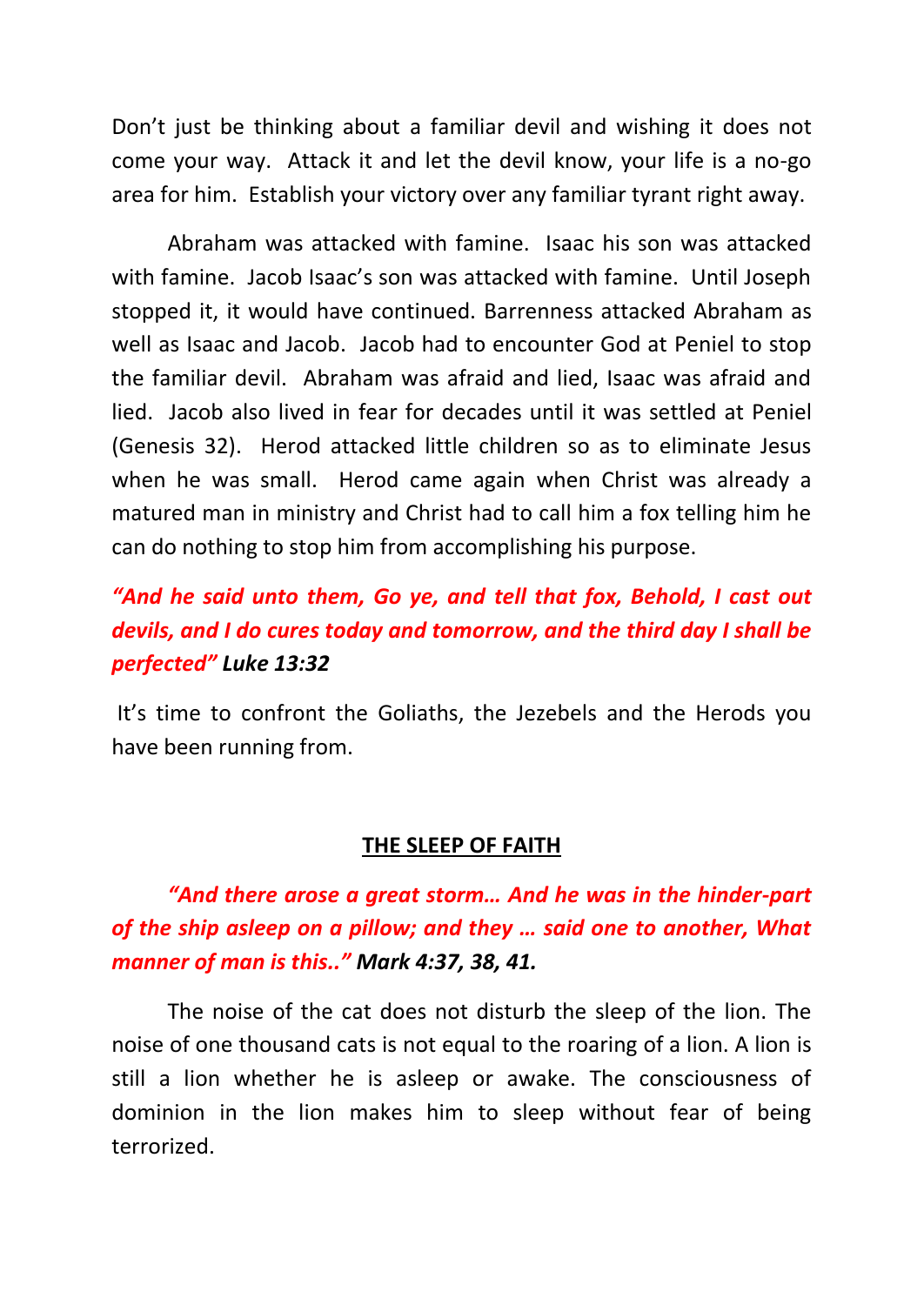Don't just be thinking about a familiar devil and wishing it does not come your way. Attack it and let the devil know, your life is a no-go area for him. Establish your victory over any familiar tyrant right away.

Abraham was attacked with famine. Isaac his son was attacked with famine. Jacob Isaac's son was attacked with famine. Until Joseph stopped it, it would have continued. Barrenness attacked Abraham as well as Isaac and Jacob. Jacob had to encounter God at Peniel to stop the familiar devil. Abraham was afraid and lied, Isaac was afraid and lied. Jacob also lived in fear for decades until it was settled at Peniel (Genesis 32). Herod attacked little children so as to eliminate Jesus when he was small. Herod came again when Christ was already a matured man in ministry and Christ had to call him a fox telling him he can do nothing to stop him from accomplishing his purpose.

***"And he said unto them, Go ye, and tell that fox, Behold, I cast out devils, and I do cures today and tomorrow, and the third day I shall be perfected" Luke 13:32***

It's time to confront the Goliaths, the Jezebels and the Herods you have been running from.

## THE SLEEP OF FAITH

***"And there arose a great storm… And he was in the hinder-part of the ship asleep on a pillow; and they … said one to another, What manner of man is this.." Mark 4:37, 38, 41.***

The noise of the cat does not disturb the sleep of the lion. The noise of one thousand cats is not equal to the roaring of a lion. A lion is still a lion whether he is asleep or awake. The consciousness of dominion in the lion makes him to sleep without fear of being terrorized.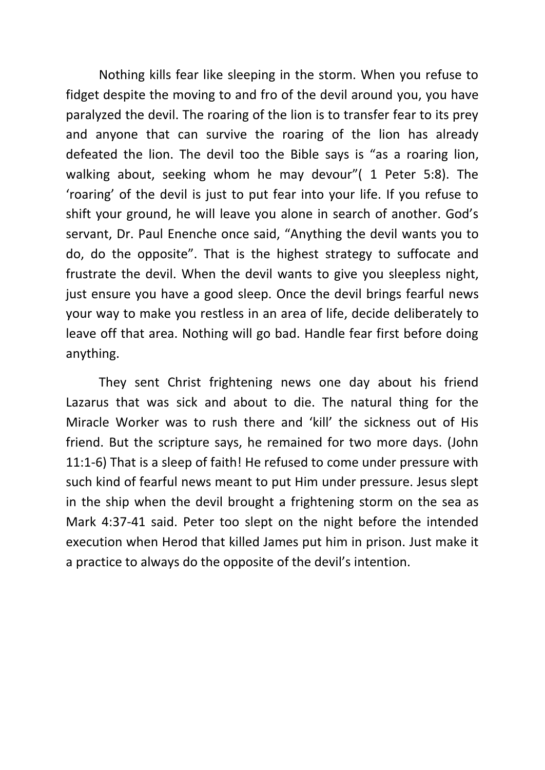Nothing kills fear like sleeping in the storm. When you refuse to fidget despite the moving to and fro of the devil around you, you have paralyzed the devil. The roaring of the lion is to transfer fear to its prey and anyone that can survive the roaring of the lion has already defeated the lion. The devil too the Bible says is "as a roaring lion, walking about, seeking whom he may devour"( 1 Peter 5:8). The 'roaring' of the devil is just to put fear into your life. If you refuse to shift your ground, he will leave you alone in search of another. God's servant, Dr. Paul Enenche once said, "Anything the devil wants you to do, do the opposite". That is the highest strategy to suffocate and frustrate the devil. When the devil wants to give you sleepless night, just ensure you have a good sleep. Once the devil brings fearful news your way to make you restless in an area of life, decide deliberately to leave off that area. Nothing will go bad. Handle fear first before doing anything.

They sent Christ frightening news one day about his friend Lazarus that was sick and about to die. The natural thing for the Miracle Worker was to rush there and 'kill' the sickness out of His friend. But the scripture says, he remained for two more days. (John 11:1-6) That is a sleep of faith! He refused to come under pressure with such kind of fearful news meant to put Him under pressure. Jesus slept in the ship when the devil brought a frightening storm on the sea as Mark 4:37-41 said. Peter too slept on the night before the intended execution when Herod that killed James put him in prison. Just make it a practice to always do the opposite of the devil's intention.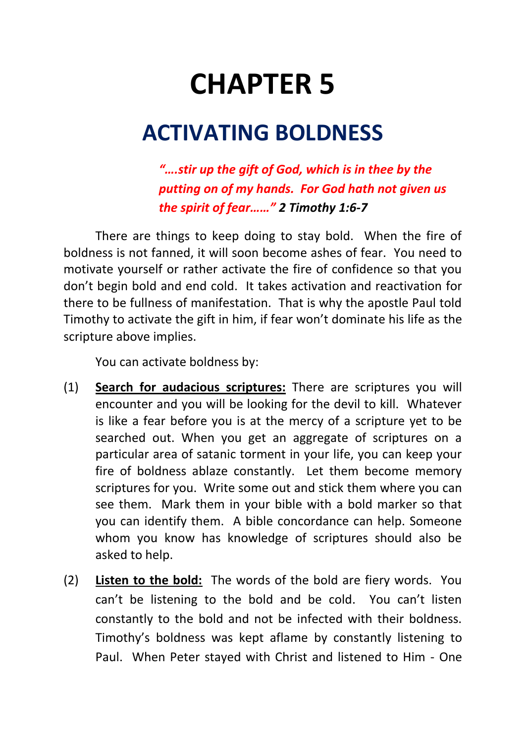# CHAPTER 5

## ACTIVATING BOLDNESS

> ***"….stir up the gift of God, which is in thee by the putting on of my hands. For God hath not given us the spirit of fear……" 2 Timothy 1:6-7***

There are things to keep doing to stay bold. When the fire of boldness is not fanned, it will soon become ashes of fear. You need to motivate yourself or rather activate the fire of confidence so that you don't begin bold and end cold. It takes activation and reactivation for there to be fullness of manifestation. That is why the apostle Paul told Timothy to activate the gift in him, if fear won't dominate his life as the scripture above implies.

You can activate boldness by:

(1) **Search for audacious scriptures:** There are scriptures you will encounter and you will be looking for the devil to kill. Whatever is like a fear before you is at the mercy of a scripture yet to be searched out. When you get an aggregate of scriptures on a particular area of satanic torment in your life, you can keep your fire of boldness ablaze constantly. Let them become memory scriptures for you. Write some out and stick them where you can see them. Mark them in your bible with a bold marker so that you can identify them. A bible concordance can help. Someone whom you know has knowledge of scriptures should also be asked to help.

(2) **Listen to the bold:** The words of the bold are fiery words. You can't be listening to the bold and be cold. You can't listen constantly to the bold and not be infected with their boldness. Timothy's boldness was kept aflame by constantly listening to Paul. When Peter stayed with Christ and listened to Him - One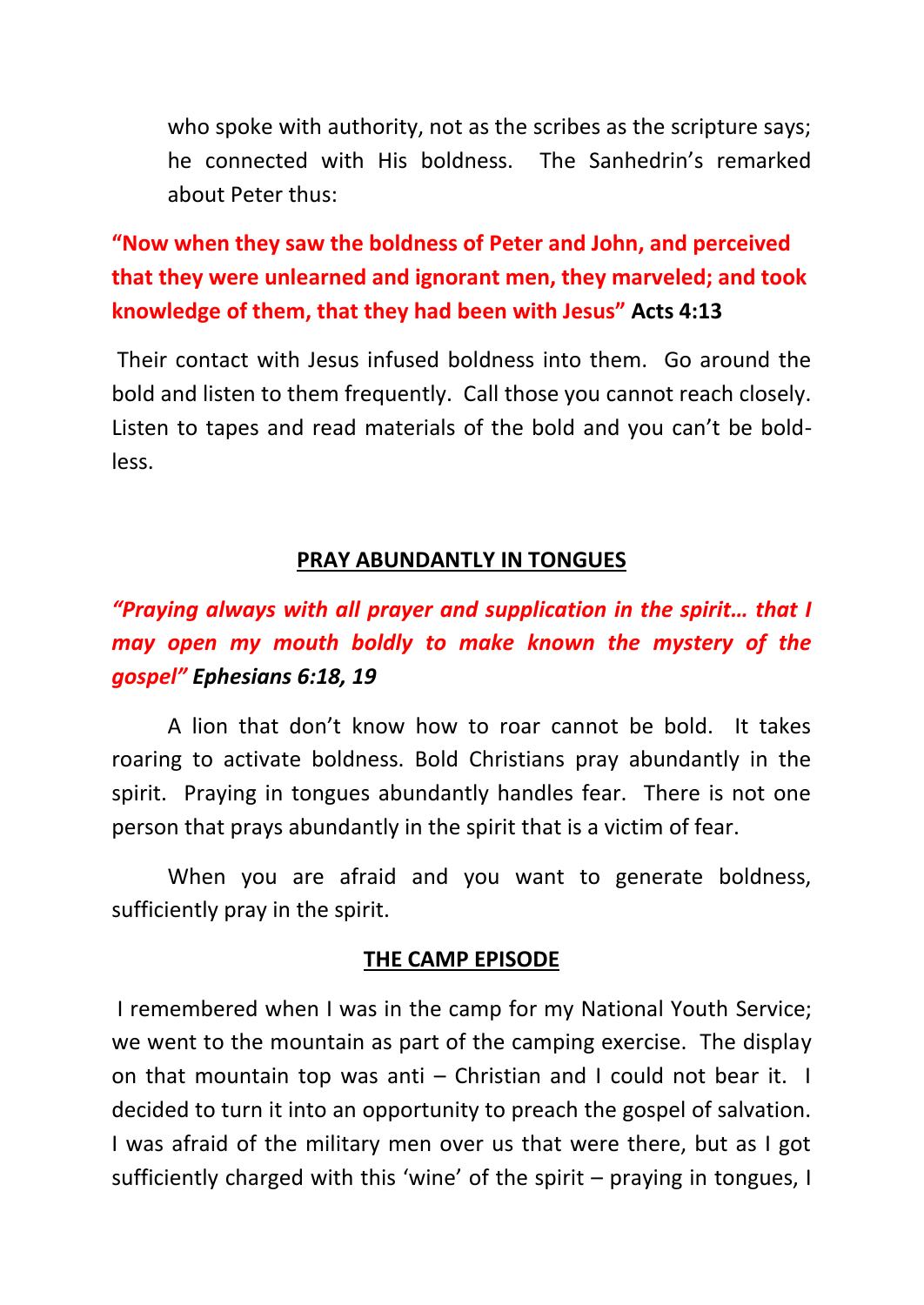who spoke with authority, not as the scribes as the scripture says; he connected with His boldness. The Sanhedrin's remarked about Peter thus:

**"Now when they saw the boldness of Peter and John, and perceived that they were unlearned and ignorant men, they marveled; and took knowledge of them, that they had been with Jesus" Acts 4:13**

Their contact with Jesus infused boldness into them. Go around the bold and listen to them frequently. Call those you cannot reach closely. Listen to tapes and read materials of the bold and you can't be bold-less.

## PRAY ABUNDANTLY IN TONGUES

***"Praying always with all prayer and supplication in the spirit… that I may open my mouth boldly to make known the mystery of the gospel" Ephesians 6:18, 19***

A lion that don't know how to roar cannot be bold. It takes roaring to activate boldness. Bold Christians pray abundantly in the spirit. Praying in tongues abundantly handles fear. There is not one person that prays abundantly in the spirit that is a victim of fear.

When you are afraid and you want to generate boldness, sufficiently pray in the spirit.

## THE CAMP EPISODE

I remembered when I was in the camp for my National Youth Service; we went to the mountain as part of the camping exercise. The display on that mountain top was anti – Christian and I could not bear it. I decided to turn it into an opportunity to preach the gospel of salvation. I was afraid of the military men over us that were there, but as I got sufficiently charged with this 'wine' of the spirit – praying in tongues, I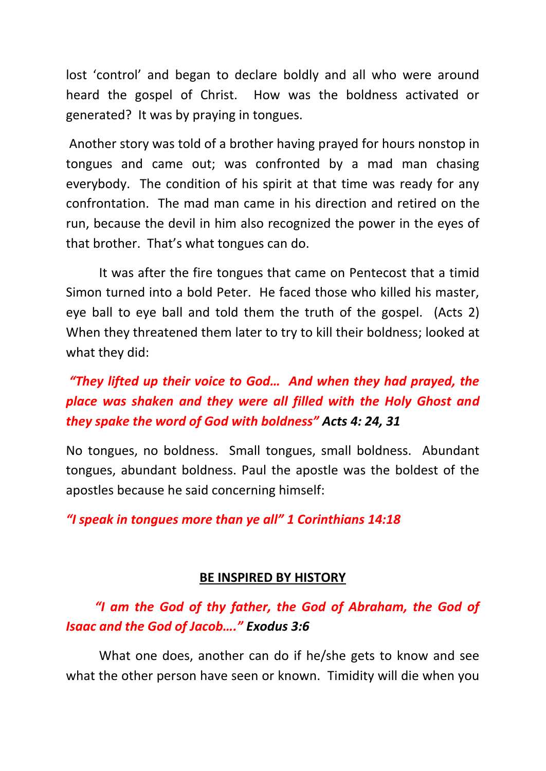lost ‘control’ and began to declare boldly and all who were around heard the gospel of Christ. How was the boldness activated or generated? It was by praying in tongues.

Another story was told of a brother having prayed for hours nonstop in tongues and came out; was confronted by a mad man chasing everybody. The condition of his spirit at that time was ready for any confrontation. The mad man came in his direction and retired on the run, because the devil in him also recognized the power in the eyes of that brother. That’s what tongues can do.

It was after the fire tongues that came on Pentecost that a timid Simon turned into a bold Peter. He faced those who killed his master, eye ball to eye ball and told them the truth of the gospel. (Acts 2) When they threatened them later to try to kill their boldness; looked at what they did:

***“They lifted up their voice to God… And when they had prayed, the place was shaken and they were all filled with the Holy Ghost and they spake the word of God with boldness” Acts 4: 24, 31***

No tongues, no boldness. Small tongues, small boldness. Abundant tongues, abundant boldness. Paul the apostle was the boldest of the apostles because he said concerning himself:

***“I speak in tongues more than ye all” 1 Corinthians 14:18***

## BE INSPIRED BY HISTORY

***“I am the God of thy father, the God of Abraham, the God of Isaac and the God of Jacob….” Exodus 3:6***

What one does, another can do if he/she gets to know and see what the other person have seen or known. Timidity will die when you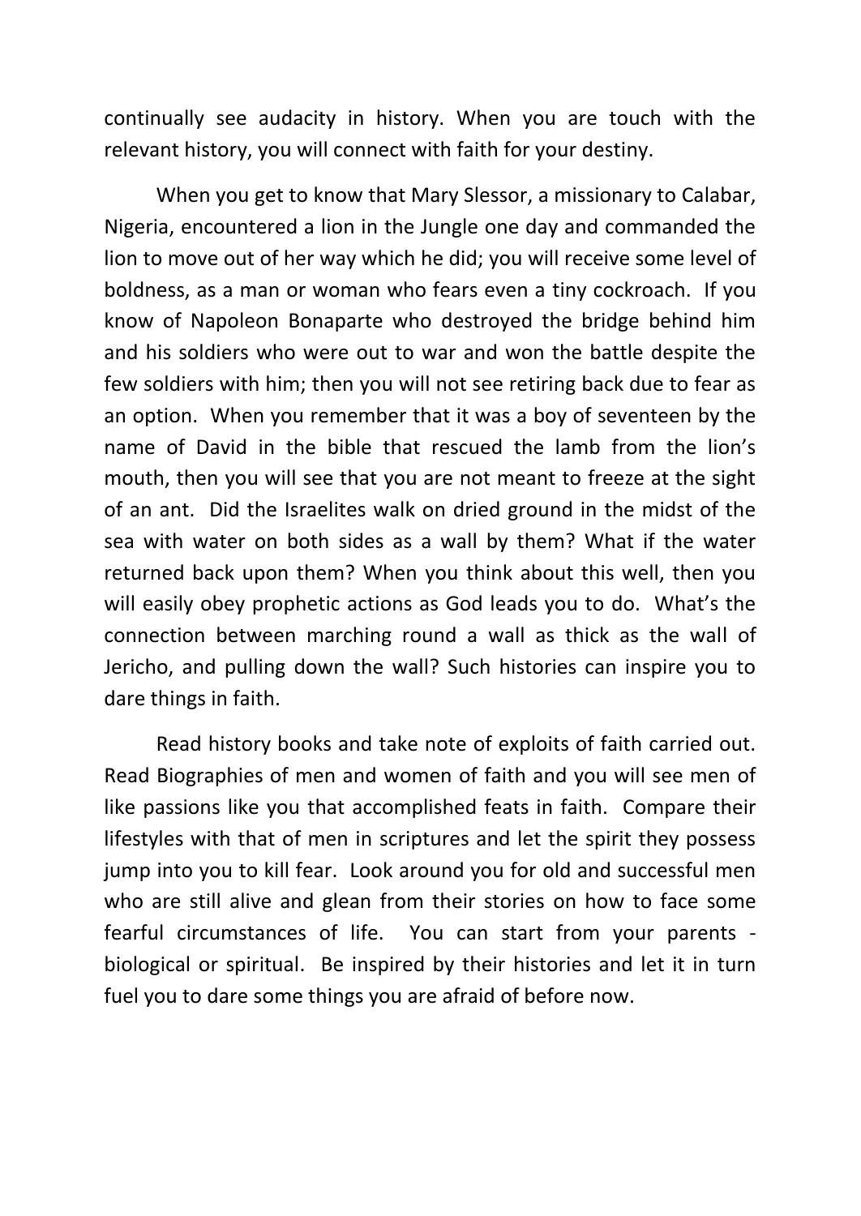continually see audacity in history. When you are touch with the relevant history, you will connect with faith for your destiny.

When you get to know that Mary Slessor, a missionary to Calabar, Nigeria, encountered a lion in the Jungle one day and commanded the lion to move out of her way which he did; you will receive some level of boldness, as a man or woman who fears even a tiny cockroach. If you know of Napoleon Bonaparte who destroyed the bridge behind him and his soldiers who were out to war and won the battle despite the few soldiers with him; then you will not see retiring back due to fear as an option. When you remember that it was a boy of seventeen by the name of David in the bible that rescued the lamb from the lion's mouth, then you will see that you are not meant to freeze at the sight of an ant. Did the Israelites walk on dried ground in the midst of the sea with water on both sides as a wall by them? What if the water returned back upon them? When you think about this well, then you will easily obey prophetic actions as God leads you to do. What's the connection between marching round a wall as thick as the wall of Jericho, and pulling down the wall? Such histories can inspire you to dare things in faith.

Read history books and take note of exploits of faith carried out. Read Biographies of men and women of faith and you will see men of like passions like you that accomplished feats in faith. Compare their lifestyles with that of men in scriptures and let the spirit they possess jump into you to kill fear. Look around you for old and successful men who are still alive and glean from their stories on how to face some fearful circumstances of life. You can start from your parents - biological or spiritual. Be inspired by their histories and let it in turn fuel you to dare some things you are afraid of before now.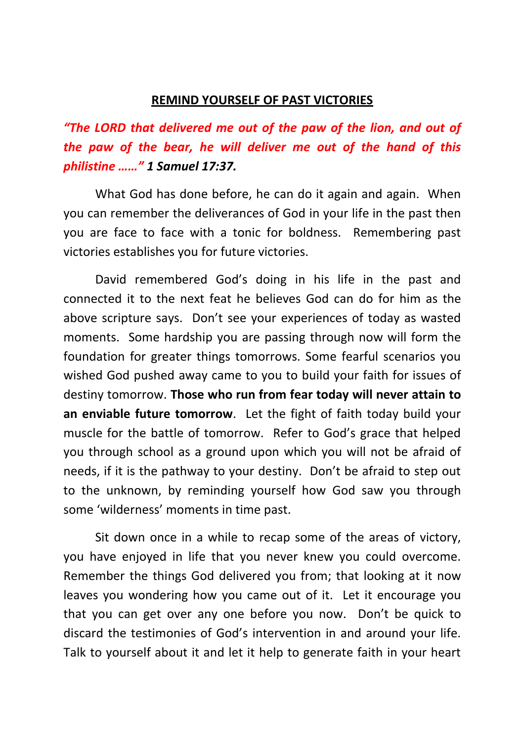## REMIND YOURSELF OF PAST VICTORIES

***"The LORD that delivered me out of the paw of the lion, and out of the paw of the bear, he will deliver me out of the hand of this philistine ……" 1 Samuel 17:37.***

What God has done before, he can do it again and again. When you can remember the deliverances of God in your life in the past then you are face to face with a tonic for boldness. Remembering past victories establishes you for future victories.

David remembered God's doing in his life in the past and connected it to the next feat he believes God can do for him as the above scripture says. Don't see your experiences of today as wasted moments. Some hardship you are passing through now will form the foundation for greater things tomorrows. Some fearful scenarios you wished God pushed away came to you to build your faith for issues of destiny tomorrow. **Those who run from fear today will never attain to an enviable future tomorrow**. Let the fight of faith today build your muscle for the battle of tomorrow. Refer to God's grace that helped you through school as a ground upon which you will not be afraid of needs, if it is the pathway to your destiny. Don't be afraid to step out to the unknown, by reminding yourself how God saw you through some 'wilderness' moments in time past.

Sit down once in a while to recap some of the areas of victory, you have enjoyed in life that you never knew you could overcome. Remember the things God delivered you from; that looking at it now leaves you wondering how you came out of it. Let it encourage you that you can get over any one before you now. Don't be quick to discard the testimonies of God's intervention in and around your life. Talk to yourself about it and let it help to generate faith in your heart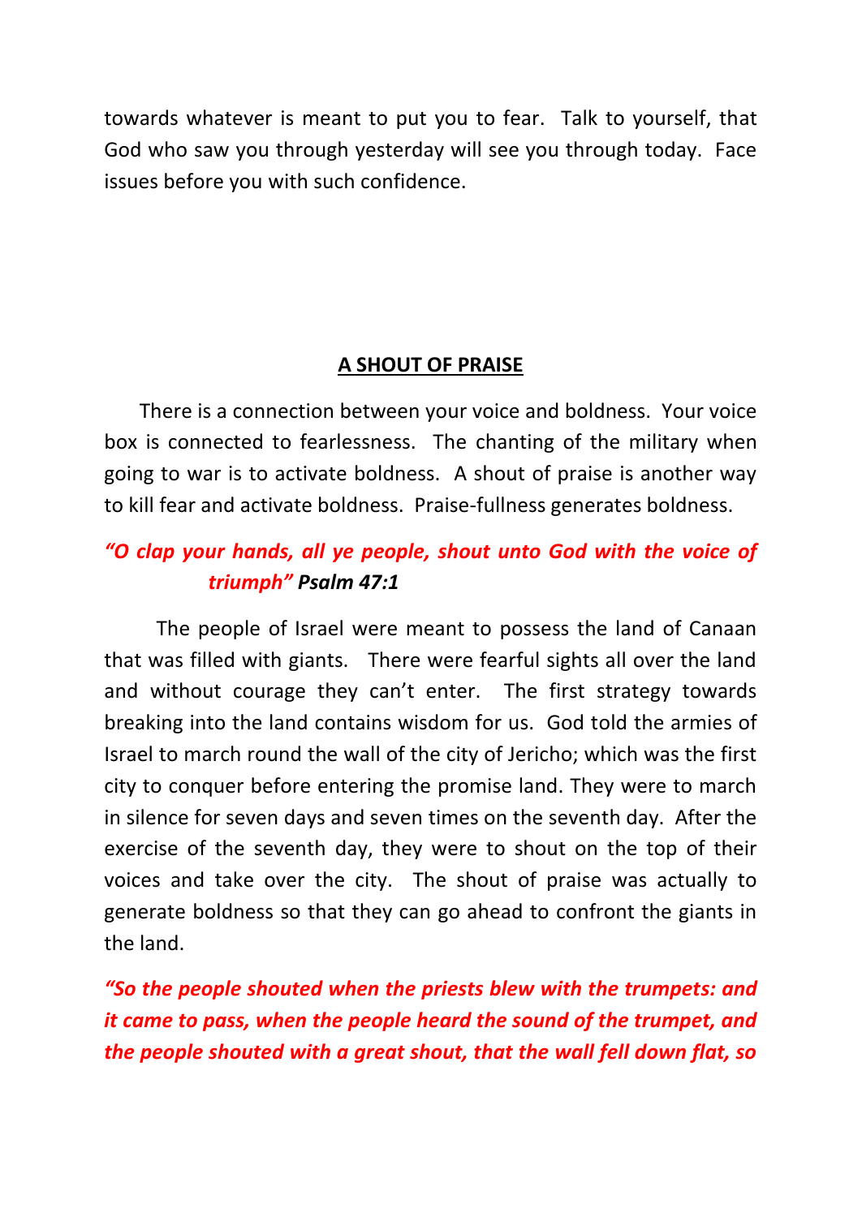towards whatever is meant to put you to fear. Talk to yourself, that God who saw you through yesterday will see you through today. Face issues before you with such confidence.

## A SHOUT OF PRAISE

There is a connection between your voice and boldness. Your voice box is connected to fearlessness. The chanting of the military when going to war is to activate boldness. A shout of praise is another way to kill fear and activate boldness. Praise-fullness generates boldness.

***"O clap your hands, all ye people, shout unto God with the voice of triumph" Psalm 47:1***

The people of Israel were meant to possess the land of Canaan that was filled with giants. There were fearful sights all over the land and without courage they can't enter. The first strategy towards breaking into the land contains wisdom for us. God told the armies of Israel to march round the wall of the city of Jericho; which was the first city to conquer before entering the promise land. They were to march in silence for seven days and seven times on the seventh day. After the exercise of the seventh day, they were to shout on the top of their voices and take over the city. The shout of praise was actually to generate boldness so that they can go ahead to confront the giants in the land.

***"So the people shouted when the priests blew with the trumpets: and it came to pass, when the people heard the sound of the trumpet, and the people shouted with a great shout, that the wall fell down flat, so***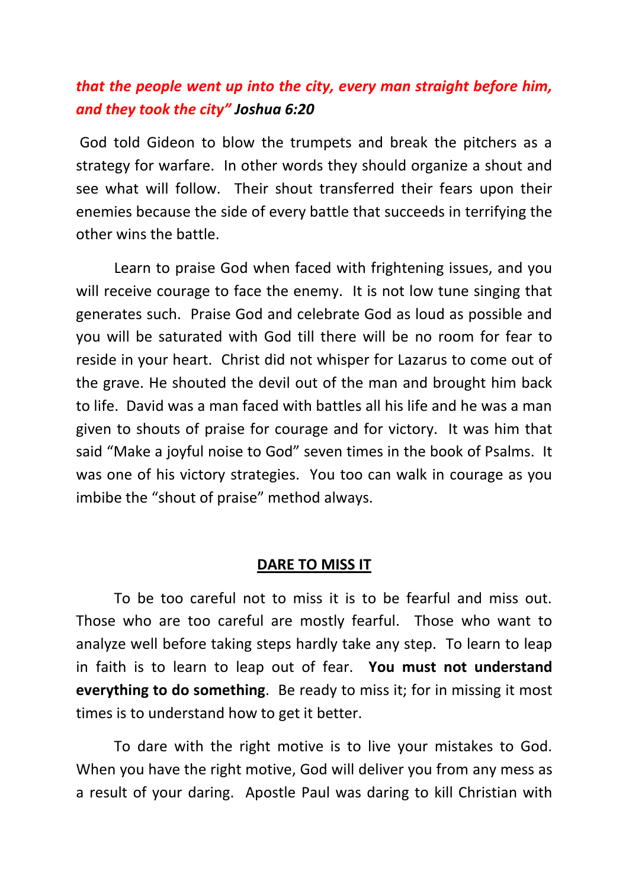***that the people went up into the city, every man straight before him, and they took the city" Joshua 6:20***

God told Gideon to blow the trumpets and break the pitchers as a strategy for warfare. In other words they should organize a shout and see what will follow. Their shout transferred their fears upon their enemies because the side of every battle that succeeds in terrifying the other wins the battle.

Learn to praise God when faced with frightening issues, and you will receive courage to face the enemy. It is not low tune singing that generates such. Praise God and celebrate God as loud as possible and you will be saturated with God till there will be no room for fear to reside in your heart. Christ did not whisper for Lazarus to come out of the grave. He shouted the devil out of the man and brought him back to life. David was a man faced with battles all his life and he was a man given to shouts of praise for courage and for victory. It was him that said "Make a joyful noise to God" seven times in the book of Psalms. It was one of his victory strategies. You too can walk in courage as you imbibe the "shout of praise" method always.

## DARE TO MISS IT

To be too careful not to miss it is to be fearful and miss out. Those who are too careful are mostly fearful. Those who want to analyze well before taking steps hardly take any step. To learn to leap in faith is to learn to leap out of fear. **You must not understand everything to do something**. Be ready to miss it; for in missing it most times is to understand how to get it better.

To dare with the right motive is to live your mistakes to God. When you have the right motive, God will deliver you from any mess as a result of your daring. Apostle Paul was daring to kill Christian with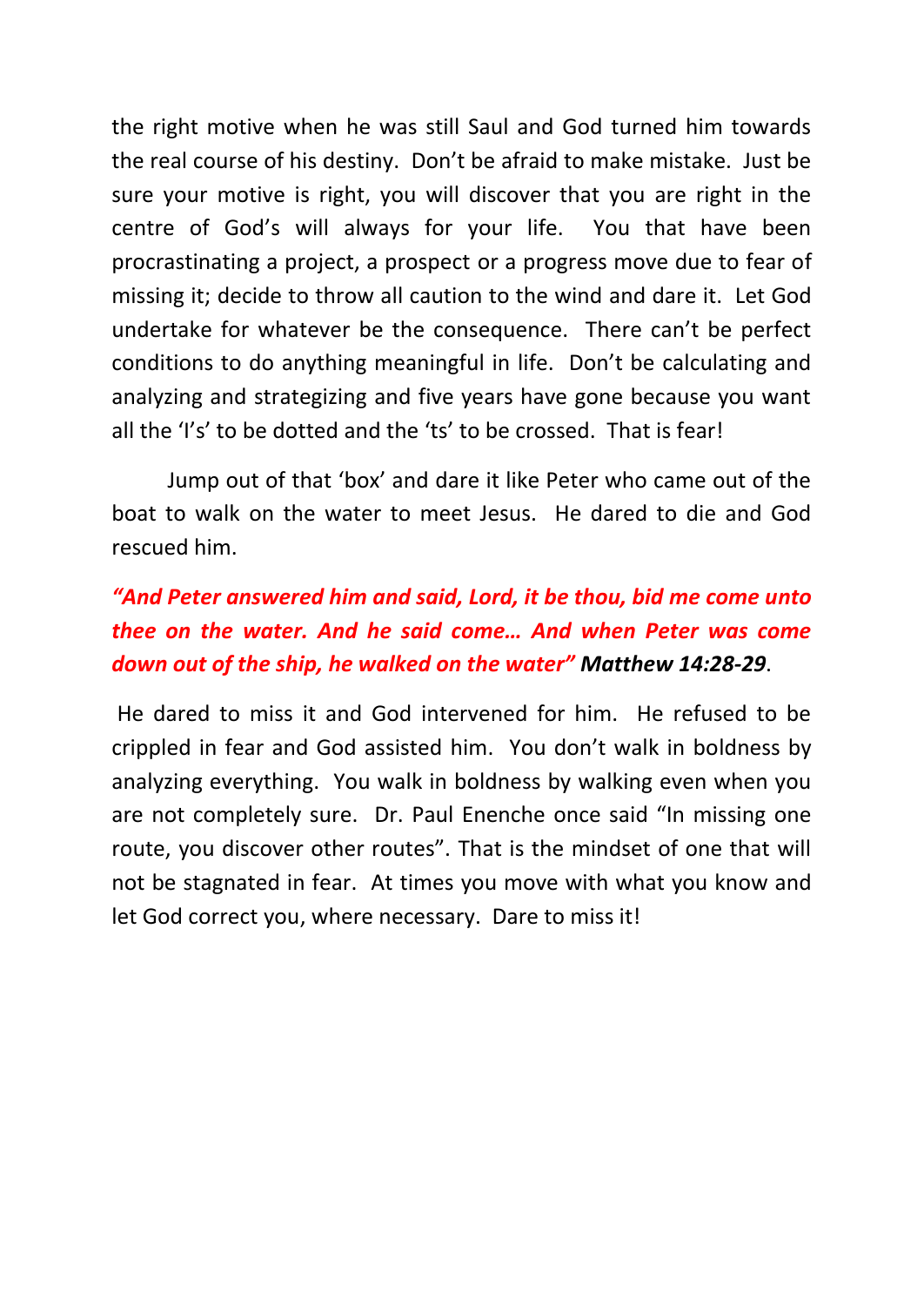the right motive when he was still Saul and God turned him towards the real course of his destiny. Don't be afraid to make mistake. Just be sure your motive is right, you will discover that you are right in the centre of God's will always for your life. You that have been procrastinating a project, a prospect or a progress move due to fear of missing it; decide to throw all caution to the wind and dare it. Let God undertake for whatever be the consequence. There can't be perfect conditions to do anything meaningful in life. Don't be calculating and analyzing and strategizing and five years have gone because you want all the 'I's' to be dotted and the 'ts' to be crossed. That is fear!

Jump out of that 'box' and dare it like Peter who came out of the boat to walk on the water to meet Jesus. He dared to die and God rescued him.

***"And Peter answered him and said, Lord, it be thou, bid me come unto thee on the water. And he said come… And when Peter was come down out of the ship, he walked on the water"*** ***Matthew 14:28-29***.

He dared to miss it and God intervened for him. He refused to be crippled in fear and God assisted him. You don't walk in boldness by analyzing everything. You walk in boldness by walking even when you are not completely sure. Dr. Paul Enenche once said "In missing one route, you discover other routes". That is the mindset of one that will not be stagnated in fear. At times you move with what you know and let God correct you, where necessary. Dare to miss it!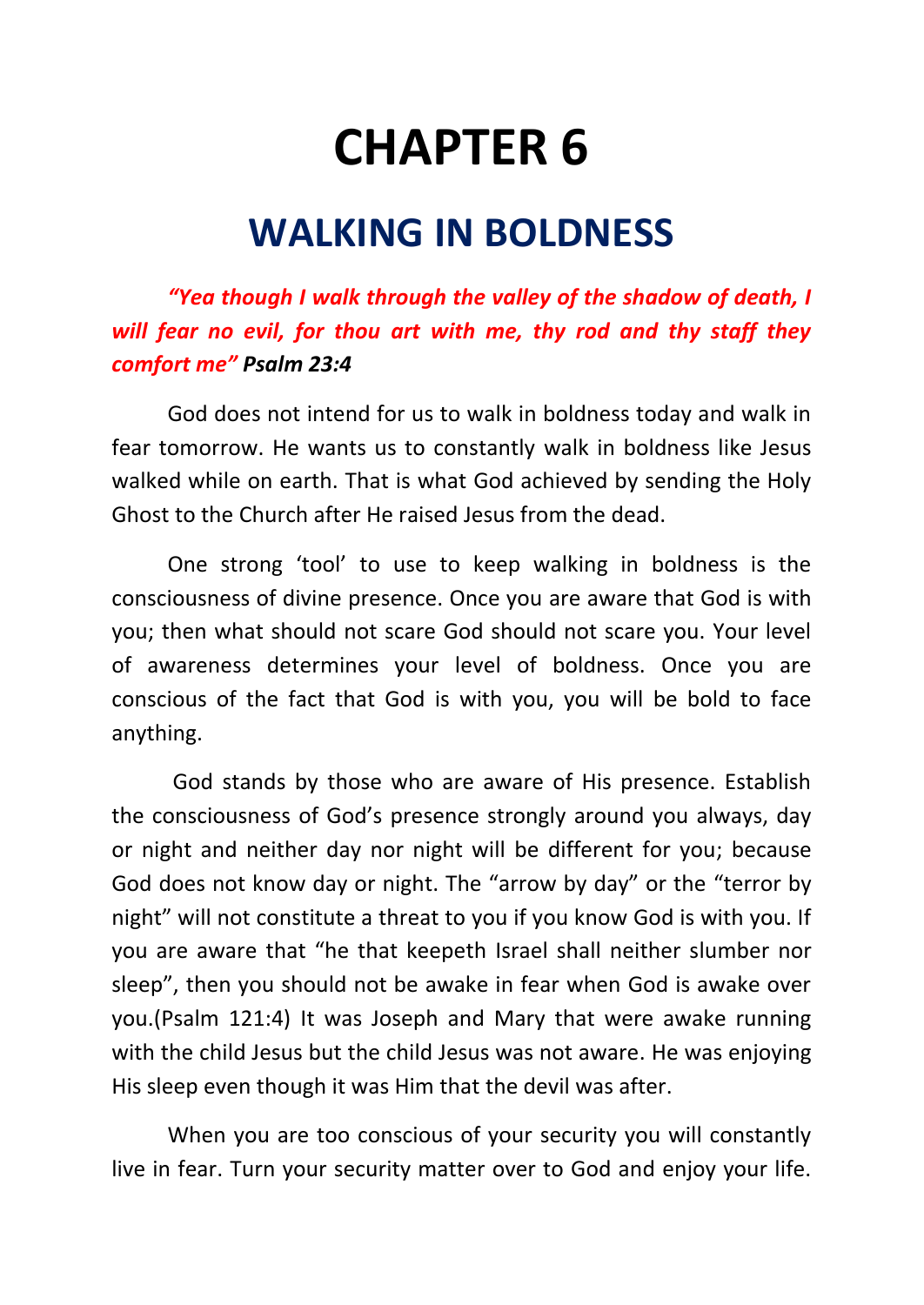# CHAPTER 6

## WALKING IN BOLDNESS

***"Yea though I walk through the valley of the shadow of death, I will fear no evil, for thou art with me, thy rod and thy staff they comfort me" Psalm 23:4***

God does not intend for us to walk in boldness today and walk in fear tomorrow. He wants us to constantly walk in boldness like Jesus walked while on earth. That is what God achieved by sending the Holy Ghost to the Church after He raised Jesus from the dead.

One strong 'tool' to use to keep walking in boldness is the consciousness of divine presence. Once you are aware that God is with you; then what should not scare God should not scare you. Your level of awareness determines your level of boldness. Once you are conscious of the fact that God is with you, you will be bold to face anything.

God stands by those who are aware of His presence. Establish the consciousness of God's presence strongly around you always, day or night and neither day nor night will be different for you; because God does not know day or night. The "arrow by day" or the "terror by night" will not constitute a threat to you if you know God is with you. If you are aware that "he that keepeth Israel shall neither slumber nor sleep", then you should not be awake in fear when God is awake over you.(Psalm 121:4) It was Joseph and Mary that were awake running with the child Jesus but the child Jesus was not aware. He was enjoying His sleep even though it was Him that the devil was after.

When you are too conscious of your security you will constantly live in fear. Turn your security matter over to God and enjoy your life.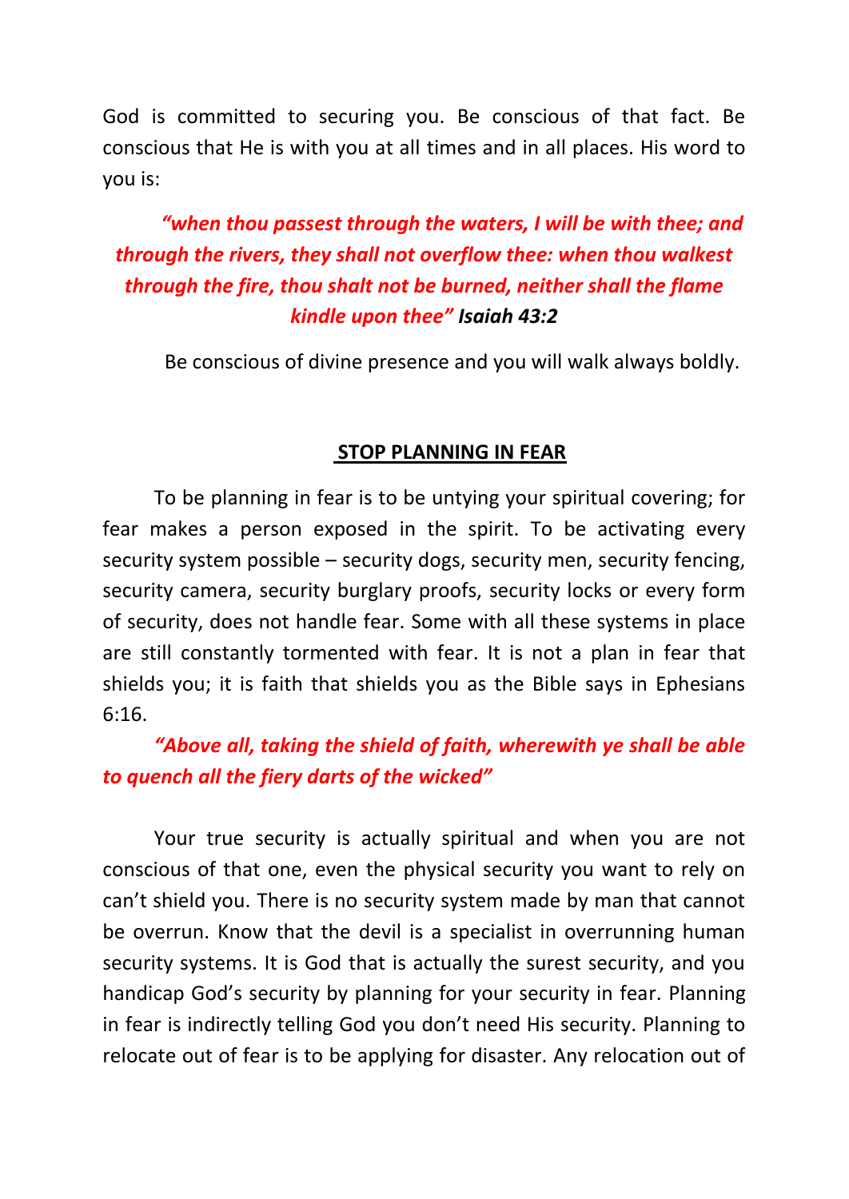God is committed to securing you. Be conscious of that fact. Be conscious that He is with you at all times and in all places. His word to you is:

> ***"when thou passest through the waters, I will be with thee; and through the rivers, they shall not overflow thee: when thou walkest through the fire, thou shalt not be burned, neither shall the flame kindle upon thee"* Isaiah 43:2**

Be conscious of divine presence and you will walk always boldly.

## STOP PLANNING IN FEAR

To be planning in fear is to be untying your spiritual covering; for fear makes a person exposed in the spirit. To be activating every security system possible – security dogs, security men, security fencing, security camera, security burglary proofs, security locks or every form of security, does not handle fear. Some with all these systems in place are still constantly tormented with fear. It is not a plan in fear that shields you; it is faith that shields you as the Bible says in Ephesians 6:16.

***"Above all, taking the shield of faith, wherewith ye shall be able to quench all the fiery darts of the wicked"***

Your true security is actually spiritual and when you are not conscious of that one, even the physical security you want to rely on can't shield you. There is no security system made by man that cannot be overrun. Know that the devil is a specialist in overrunning human security systems. It is God that is actually the surest security, and you handicap God's security by planning for your security in fear. Planning in fear is indirectly telling God you don't need His security. Planning to relocate out of fear is to be applying for disaster. Any relocation out of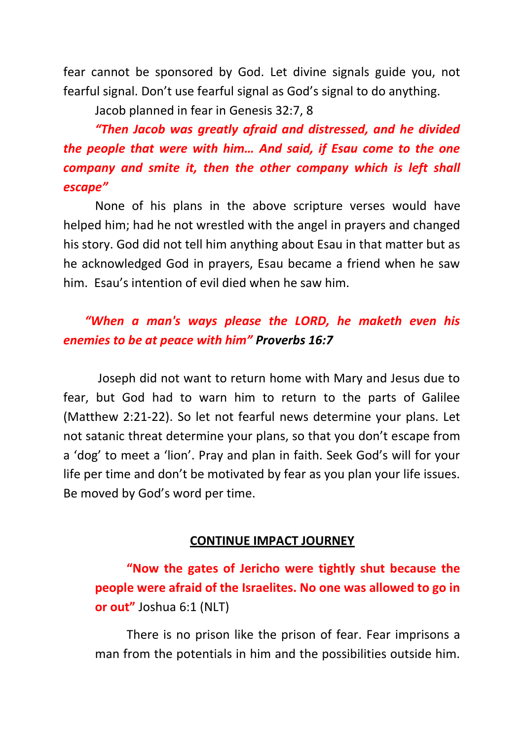fear cannot be sponsored by God. Let divine signals guide you, not fearful signal. Don't use fearful signal as God's signal to do anything.

Jacob planned in fear in Genesis 32:7, 8

***"Then Jacob was greatly afraid and distressed, and he divided the people that were with him… And said, if Esau come to the one company and smite it, then the other company which is left shall escape"***

None of his plans in the above scripture verses would have helped him; had he not wrestled with the angel in prayers and changed his story. God did not tell him anything about Esau in that matter but as he acknowledged God in prayers, Esau became a friend when he saw him. Esau's intention of evil died when he saw him.

***"When a man's ways please the LORD, he maketh even his enemies to be at peace with him" Proverbs 16:7***

Joseph did not want to return home with Mary and Jesus due to fear, but God had to warn him to return to the parts of Galilee (Matthew 2:21-22). So let not fearful news determine your plans. Let not satanic threat determine your plans, so that you don't escape from a 'dog' to meet a 'lion'. Pray and plan in faith. Seek God's will for your life per time and don't be motivated by fear as you plan your life issues. Be moved by God's word per time.

## CONTINUE IMPACT JOURNEY

**"Now the gates of Jericho were tightly shut because the people were afraid of the Israelites. No one was allowed to go in or out"** Joshua 6:1 (NLT)

There is no prison like the prison of fear. Fear imprisons a man from the potentials in him and the possibilities outside him.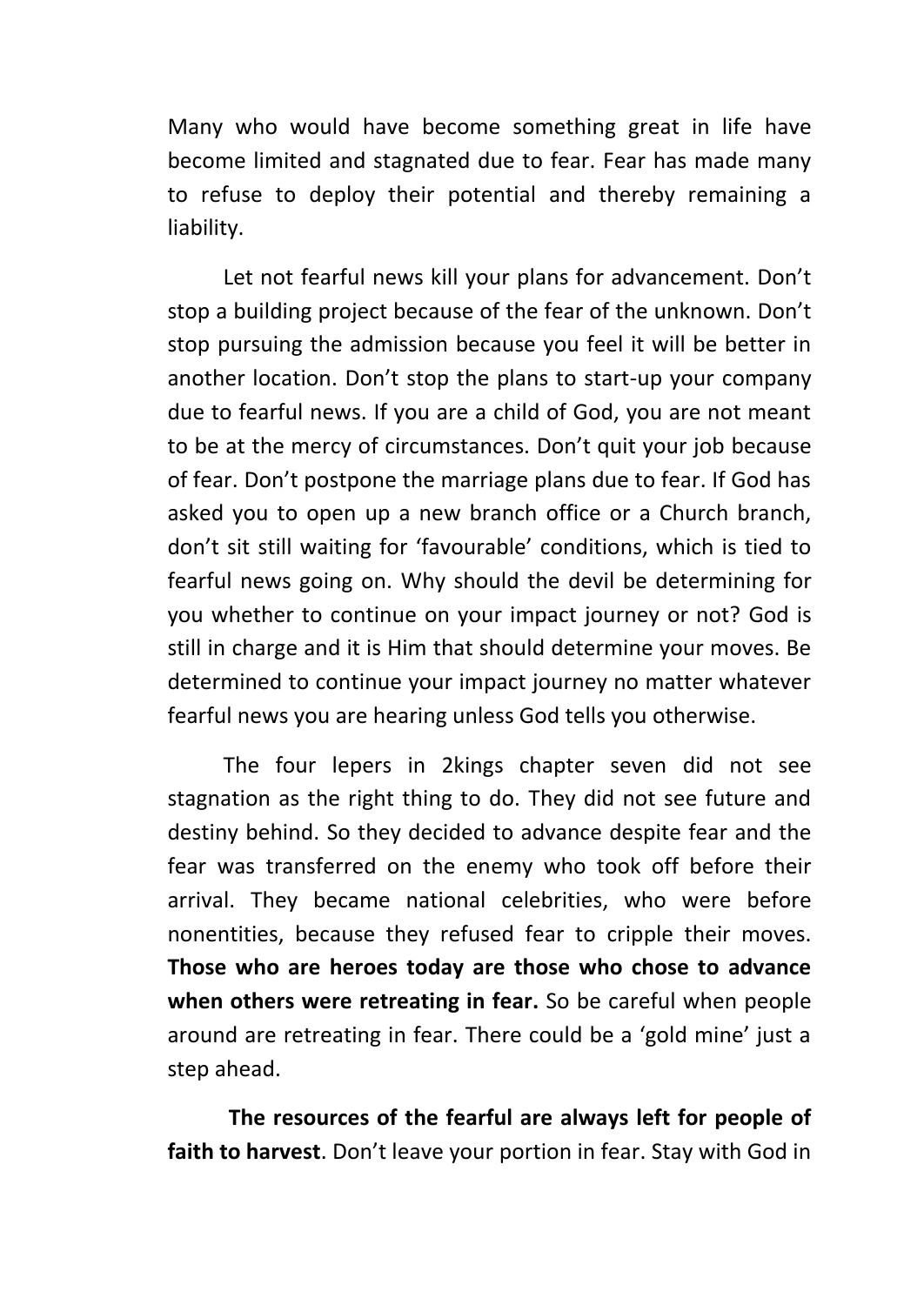Many who would have become something great in life have become limited and stagnated due to fear. Fear has made many to refuse to deploy their potential and thereby remaining a liability.

Let not fearful news kill your plans for advancement. Don't stop a building project because of the fear of the unknown. Don't stop pursuing the admission because you feel it will be better in another location. Don't stop the plans to start-up your company due to fearful news. If you are a child of God, you are not meant to be at the mercy of circumstances. Don't quit your job because of fear. Don't postpone the marriage plans due to fear. If God has asked you to open up a new branch office or a Church branch, don't sit still waiting for 'favourable' conditions, which is tied to fearful news going on. Why should the devil be determining for you whether to continue on your impact journey or not? God is still in charge and it is Him that should determine your moves. Be determined to continue your impact journey no matter whatever fearful news you are hearing unless God tells you otherwise.

The four lepers in 2kings chapter seven did not see stagnation as the right thing to do. They did not see future and destiny behind. So they decided to advance despite fear and the fear was transferred on the enemy who took off before their arrival. They became national celebrities, who were before nonentities, because they refused fear to cripple their moves. **Those who are heroes today are those who chose to advance when others were retreating in fear.** So be careful when people around are retreating in fear. There could be a 'gold mine' just a step ahead.

**The resources of the fearful are always left for people of faith to harvest**. Don't leave your portion in fear. Stay with God in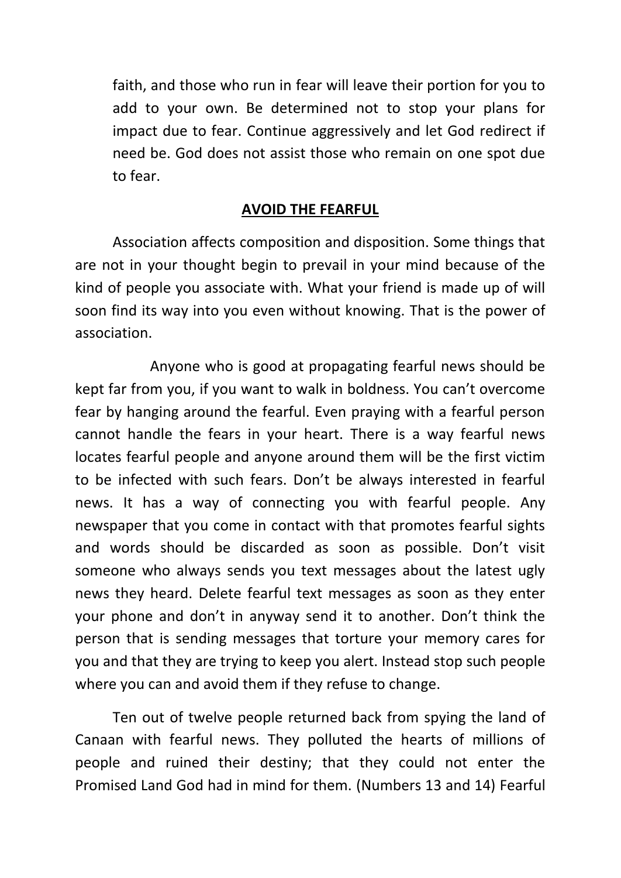faith, and those who run in fear will leave their portion for you to add to your own. Be determined not to stop your plans for impact due to fear. Continue aggressively and let God redirect if need be. God does not assist those who remain on one spot due to fear.

## AVOID THE FEARFUL

Association affects composition and disposition. Some things that are not in your thought begin to prevail in your mind because of the kind of people you associate with. What your friend is made up of will soon find its way into you even without knowing. That is the power of association.

Anyone who is good at propagating fearful news should be kept far from you, if you want to walk in boldness. You can't overcome fear by hanging around the fearful. Even praying with a fearful person cannot handle the fears in your heart. There is a way fearful news locates fearful people and anyone around them will be the first victim to be infected with such fears. Don't be always interested in fearful news. It has a way of connecting you with fearful people. Any newspaper that you come in contact with that promotes fearful sights and words should be discarded as soon as possible. Don't visit someone who always sends you text messages about the latest ugly news they heard. Delete fearful text messages as soon as they enter your phone and don't in anyway send it to another. Don't think the person that is sending messages that torture your memory cares for you and that they are trying to keep you alert. Instead stop such people where you can and avoid them if they refuse to change.

Ten out of twelve people returned back from spying the land of Canaan with fearful news. They polluted the hearts of millions of people and ruined their destiny; that they could not enter the Promised Land God had in mind for them. (Numbers 13 and 14) Fearful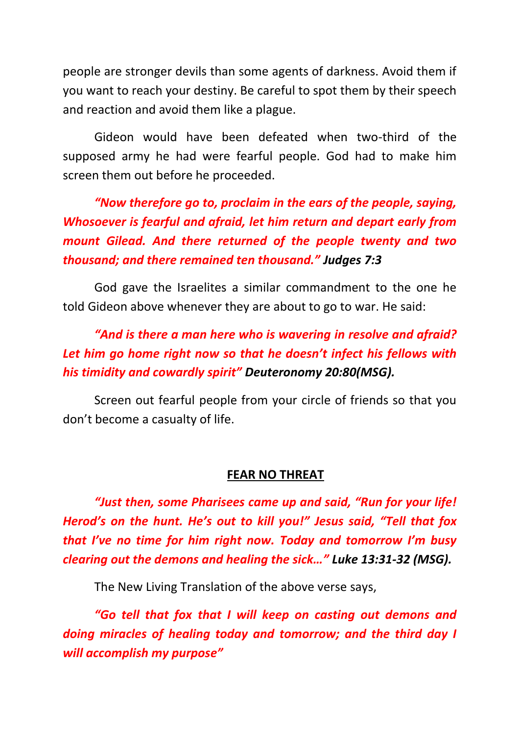people are stronger devils than some agents of darkness. Avoid them if you want to reach your destiny. Be careful to spot them by their speech and reaction and avoid them like a plague.

Gideon would have been defeated when two-third of the supposed army he had were fearful people. God had to make him screen them out before he proceeded.

***"Now therefore go to, proclaim in the ears of the people, saying, Whosoever is fearful and afraid, let him return and depart early from mount Gilead. And there returned of the people twenty and two thousand; and there remained ten thousand." Judges 7:3***

God gave the Israelites a similar commandment to the one he told Gideon above whenever they are about to go to war. He said:

***"And is there a man here who is wavering in resolve and afraid? Let him go home right now so that he doesn't infect his fellows with his timidity and cowardly spirit" Deuteronomy 20:80(MSG).***

Screen out fearful people from your circle of friends so that you don't become a casualty of life.

## FEAR NO THREAT

***"Just then, some Pharisees came up and said, "Run for your life! Herod's on the hunt. He's out to kill you!" Jesus said, "Tell that fox that I've no time for him right now. Today and tomorrow I'm busy clearing out the demons and healing the sick…" Luke 13:31-32 (MSG).***

The New Living Translation of the above verse says,

***"Go tell that fox that I will keep on casting out demons and doing miracles of healing today and tomorrow; and the third day I will accomplish my purpose"***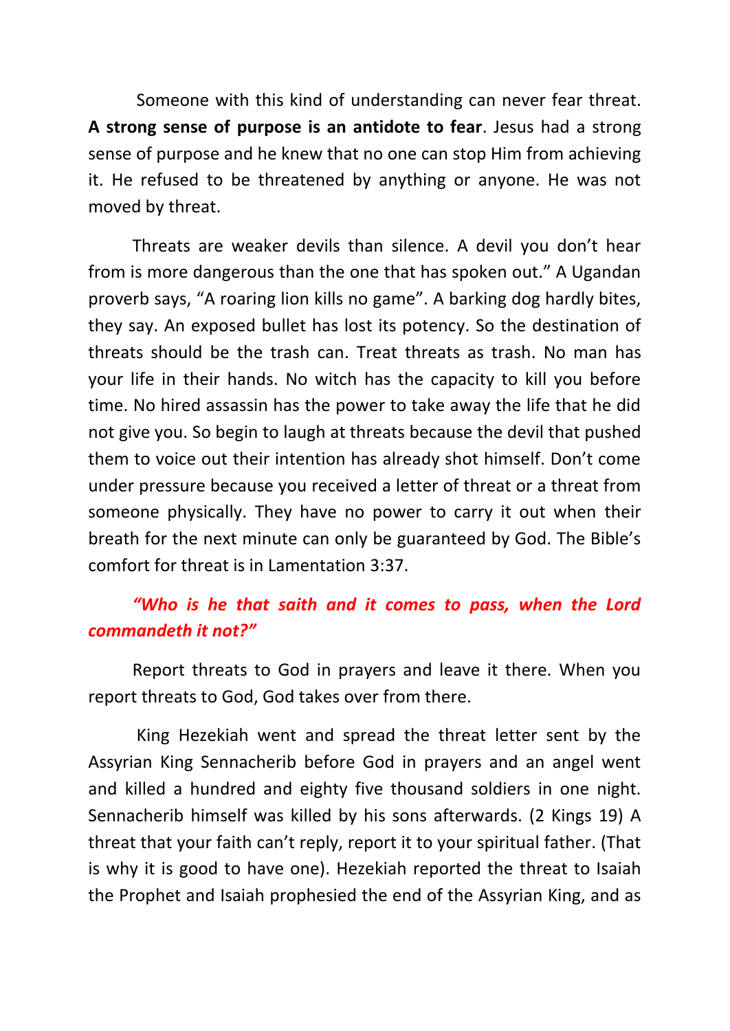Someone with this kind of understanding can never fear threat. **A strong sense of purpose is an antidote to fear**. Jesus had a strong sense of purpose and he knew that no one can stop Him from achieving it. He refused to be threatened by anything or anyone. He was not moved by threat.

Threats are weaker devils than silence. A devil you don't hear from is more dangerous than the one that has spoken out." A Ugandan proverb says, "A roaring lion kills no game". A barking dog hardly bites, they say. An exposed bullet has lost its potency. So the destination of threats should be the trash can. Treat threats as trash. No man has your life in their hands. No witch has the capacity to kill you before time. No hired assassin has the power to take away the life that he did not give you. So begin to laugh at threats because the devil that pushed them to voice out their intention has already shot himself. Don't come under pressure because you received a letter of threat or a threat from someone physically. They have no power to carry it out when their breath for the next minute can only be guaranteed by God. The Bible's comfort for threat is in Lamentation 3:37.

***"Who is he that saith and it comes to pass, when the Lord commandeth it not?"***

Report threats to God in prayers and leave it there. When you report threats to God, God takes over from there.

King Hezekiah went and spread the threat letter sent by the Assyrian King Sennacherib before God in prayers and an angel went and killed a hundred and eighty five thousand soldiers in one night. Sennacherib himself was killed by his sons afterwards. (2 Kings 19) A threat that your faith can't reply, report it to your spiritual father. (That is why it is good to have one). Hezekiah reported the threat to Isaiah the Prophet and Isaiah prophesied the end of the Assyrian King, and as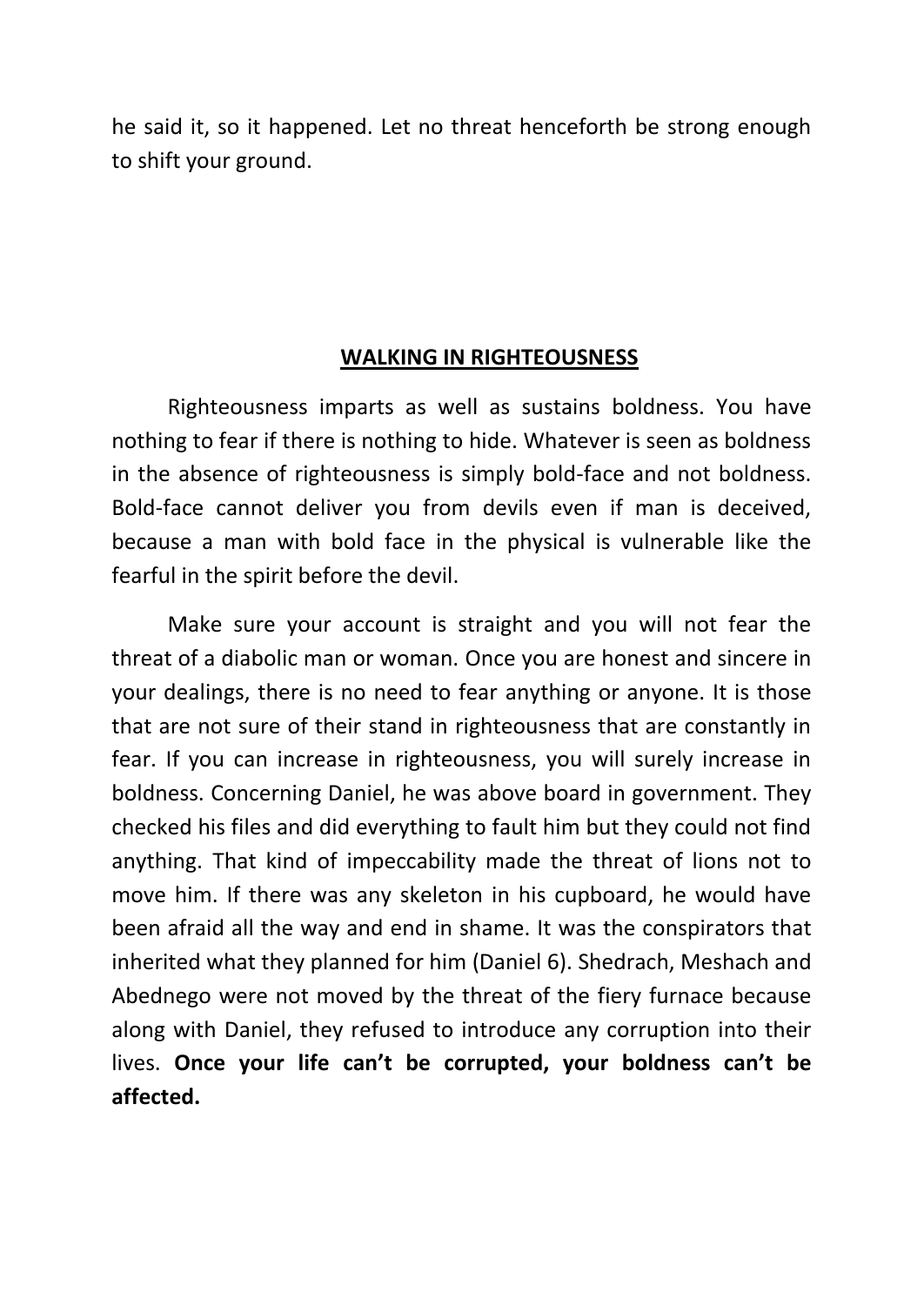he said it, so it happened. Let no threat henceforth be strong enough to shift your ground.

## WALKING IN RIGHTEOUSNESS

Righteousness imparts as well as sustains boldness. You have nothing to fear if there is nothing to hide. Whatever is seen as boldness in the absence of righteousness is simply bold-face and not boldness. Bold-face cannot deliver you from devils even if man is deceived, because a man with bold face in the physical is vulnerable like the fearful in the spirit before the devil.

Make sure your account is straight and you will not fear the threat of a diabolic man or woman. Once you are honest and sincere in your dealings, there is no need to fear anything or anyone. It is those that are not sure of their stand in righteousness that are constantly in fear. If you can increase in righteousness, you will surely increase in boldness. Concerning Daniel, he was above board in government. They checked his files and did everything to fault him but they could not find anything. That kind of impeccability made the threat of lions not to move him. If there was any skeleton in his cupboard, he would have been afraid all the way and end in shame. It was the conspirators that inherited what they planned for him (Daniel 6). Shedrach, Meshach and Abednego were not moved by the threat of the fiery furnace because along with Daniel, they refused to introduce any corruption into their lives. **Once your life can't be corrupted, your boldness can't be affected.**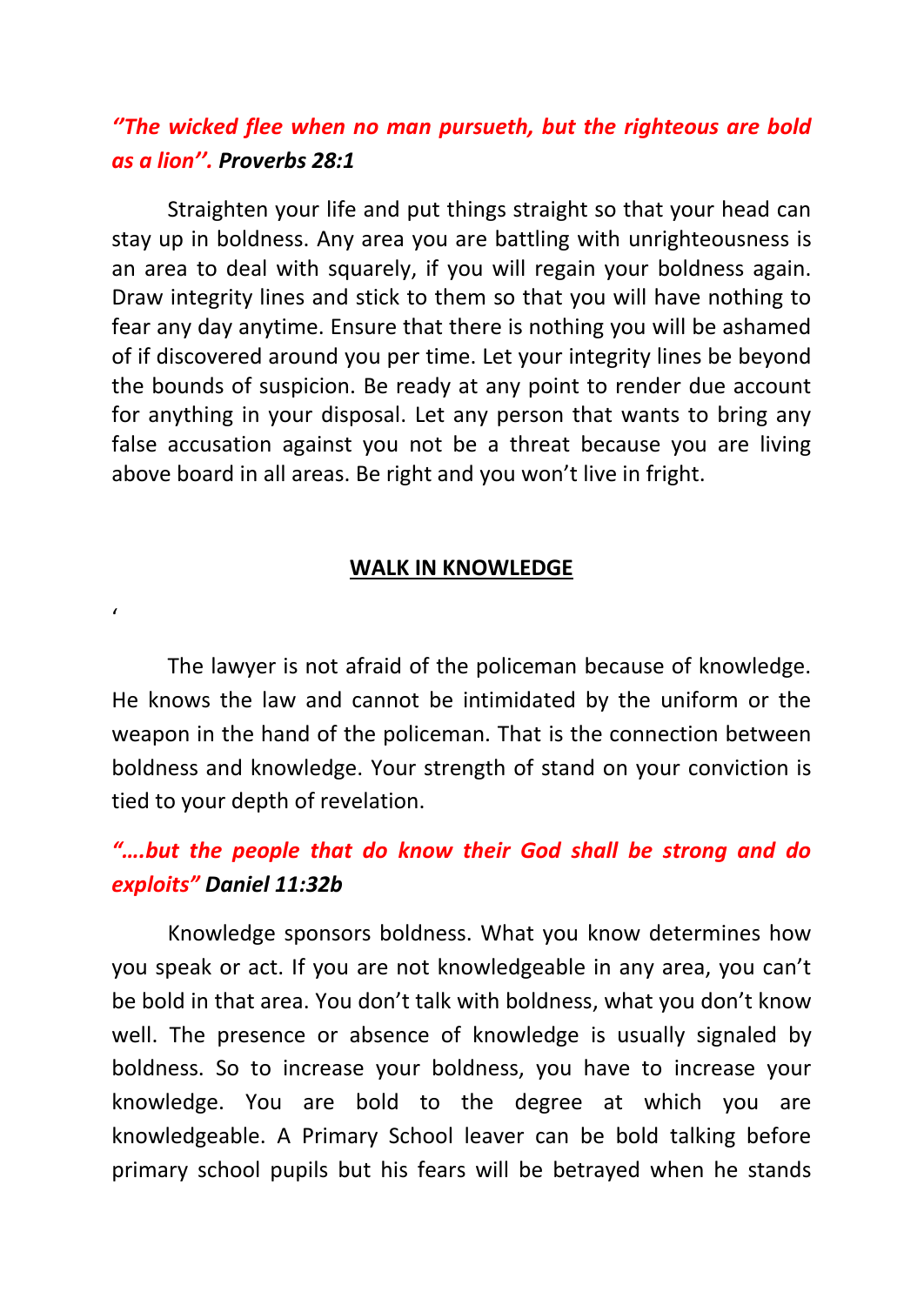*"The wicked flee when no man pursueth, but the righteous are bold as a lion".* ***Proverbs 28:1***

Straighten your life and put things straight so that your head can stay up in boldness. Any area you are battling with unrighteousness is an area to deal with squarely, if you will regain your boldness again. Draw integrity lines and stick to them so that you will have nothing to fear any day anytime. Ensure that there is nothing you will be ashamed of if discovered around you per time. Let your integrity lines be beyond the bounds of suspicion. Be ready at any point to render due account for anything in your disposal. Let any person that wants to bring any false accusation against you not be a threat because you are living above board in all areas. Be right and you won't live in fright.

## WALK IN KNOWLEDGE

'

The lawyer is not afraid of the policeman because of knowledge. He knows the law and cannot be intimidated by the uniform or the weapon in the hand of the policeman. That is the connection between boldness and knowledge. Your strength of stand on your conviction is tied to your depth of revelation.

*"….but the people that do know their God shall be strong and do exploits"* ***Daniel 11:32b***

Knowledge sponsors boldness. What you know determines how you speak or act. If you are not knowledgeable in any area, you can't be bold in that area. You don't talk with boldness, what you don't know well. The presence or absence of knowledge is usually signaled by boldness. So to increase your boldness, you have to increase your knowledge. You are bold to the degree at which you are knowledgeable. A Primary School leaver can be bold talking before primary school pupils but his fears will be betrayed when he stands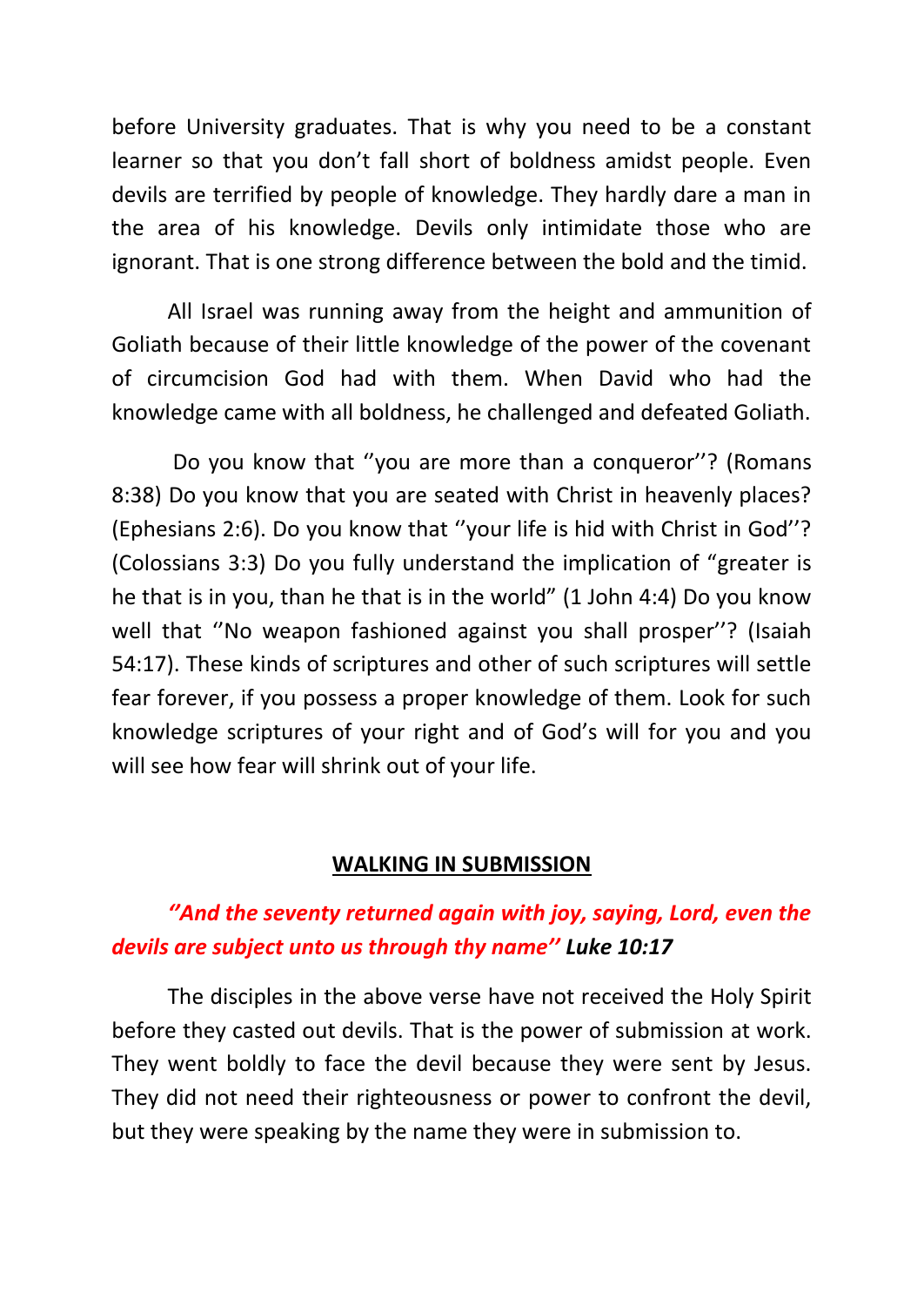before University graduates. That is why you need to be a constant learner so that you don't fall short of boldness amidst people. Even devils are terrified by people of knowledge. They hardly dare a man in the area of his knowledge. Devils only intimidate those who are ignorant. That is one strong difference between the bold and the timid.

All Israel was running away from the height and ammunition of Goliath because of their little knowledge of the power of the covenant of circumcision God had with them. When David who had the knowledge came with all boldness, he challenged and defeated Goliath.

Do you know that ''you are more than a conqueror''? (Romans 8:38) Do you know that you are seated with Christ in heavenly places? (Ephesians 2:6). Do you know that ''your life is hid with Christ in God''? (Colossians 3:3) Do you fully understand the implication of "greater is he that is in you, than he that is in the world" (1 John 4:4) Do you know well that ''No weapon fashioned against you shall prosper''? (Isaiah 54:17). These kinds of scriptures and other of such scriptures will settle fear forever, if you possess a proper knowledge of them. Look for such knowledge scriptures of your right and of God's will for you and you will see how fear will shrink out of your life.

## WALKING IN SUBMISSION

***''And the seventy returned again with joy, saying, Lord, even the devils are subject unto us through thy name'' Luke 10:17***

The disciples in the above verse have not received the Holy Spirit before they casted out devils. That is the power of submission at work. They went boldly to face the devil because they were sent by Jesus. They did not need their righteousness or power to confront the devil, but they were speaking by the name they were in submission to.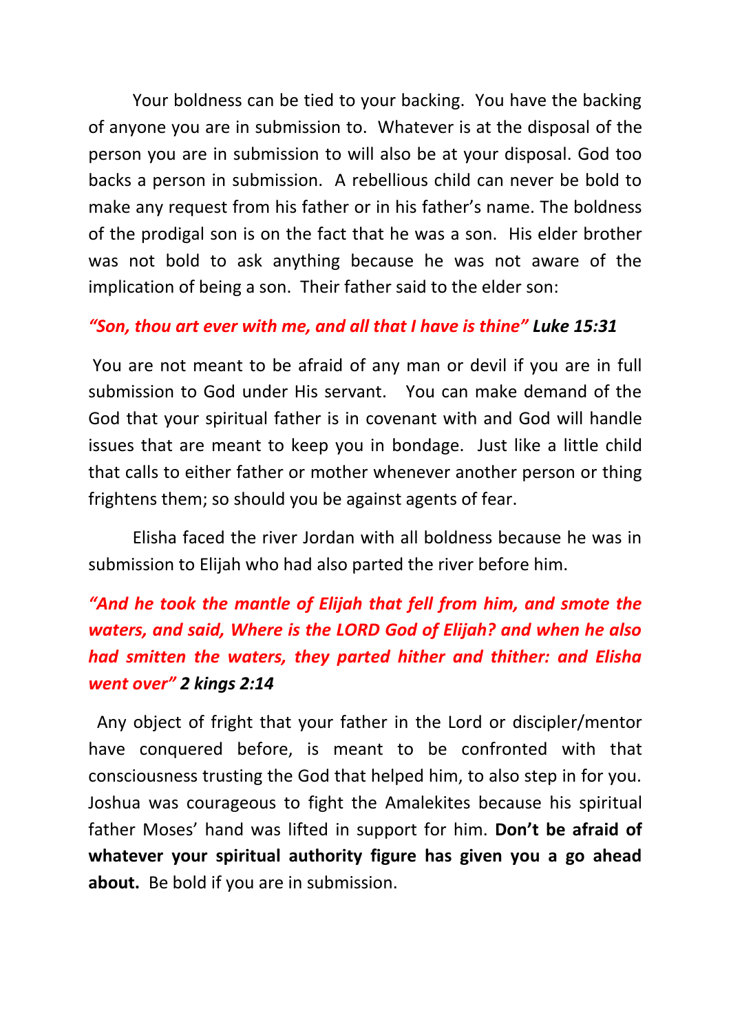Your boldness can be tied to your backing. You have the backing of anyone you are in submission to. Whatever is at the disposal of the person you are in submission to will also be at your disposal. God too backs a person in submission. A rebellious child can never be bold to make any request from his father or in his father's name. The boldness of the prodigal son is on the fact that he was a son. His elder brother was not bold to ask anything because he was not aware of the implication of being a son. Their father said to the elder son:

***"Son, thou art ever with me, and all that I have is thine" Luke 15:31***

You are not meant to be afraid of any man or devil if you are in full submission to God under His servant. You can make demand of the God that your spiritual father is in covenant with and God will handle issues that are meant to keep you in bondage. Just like a little child that calls to either father or mother whenever another person or thing frightens them; so should you be against agents of fear.

Elisha faced the river Jordan with all boldness because he was in submission to Elijah who had also parted the river before him.

***"And he took the mantle of Elijah that fell from him, and smote the waters, and said, Where is the LORD God of Elijah? and when he also had smitten the waters, they parted hither and thither: and Elisha went over" 2 kings 2:14***

Any object of fright that your father in the Lord or discipler/mentor have conquered before, is meant to be confronted with that consciousness trusting the God that helped him, to also step in for you. Joshua was courageous to fight the Amalekites because his spiritual father Moses' hand was lifted in support for him. **Don't be afraid of whatever your spiritual authority figure has given you a go ahead about.** Be bold if you are in submission.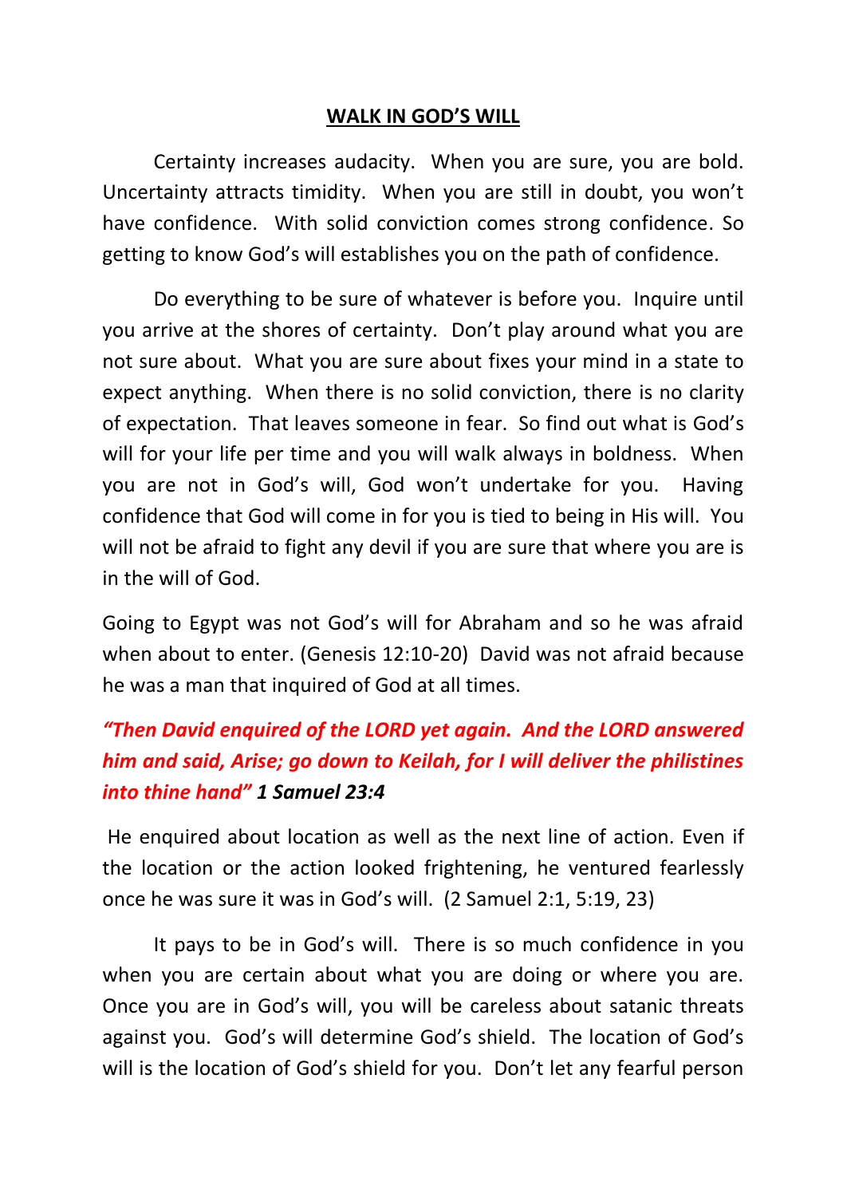## WALK IN GOD'S WILL

Certainty increases audacity. When you are sure, you are bold. Uncertainty attracts timidity. When you are still in doubt, you won't have confidence. With solid conviction comes strong confidence. So getting to know God's will establishes you on the path of confidence.

Do everything to be sure of whatever is before you. Inquire until you arrive at the shores of certainty. Don't play around what you are not sure about. What you are sure about fixes your mind in a state to expect anything. When there is no solid conviction, there is no clarity of expectation. That leaves someone in fear. So find out what is God's will for your life per time and you will walk always in boldness. When you are not in God's will, God won't undertake for you. Having confidence that God will come in for you is tied to being in His will. You will not be afraid to fight any devil if you are sure that where you are is in the will of God.

Going to Egypt was not God's will for Abraham and so he was afraid when about to enter. (Genesis 12:10-20) David was not afraid because he was a man that inquired of God at all times.

***"Then David enquired of the LORD yet again. And the LORD answered him and said, Arise; go down to Keilah, for I will deliver the philistines into thine hand" 1 Samuel 23:4***

He enquired about location as well as the next line of action. Even if the location or the action looked frightening, he ventured fearlessly once he was sure it was in God's will. (2 Samuel 2:1, 5:19, 23)

It pays to be in God's will. There is so much confidence in you when you are certain about what you are doing or where you are. Once you are in God's will, you will be careless about satanic threats against you. God's will determine God's shield. The location of God's will is the location of God's shield for you. Don't let any fearful person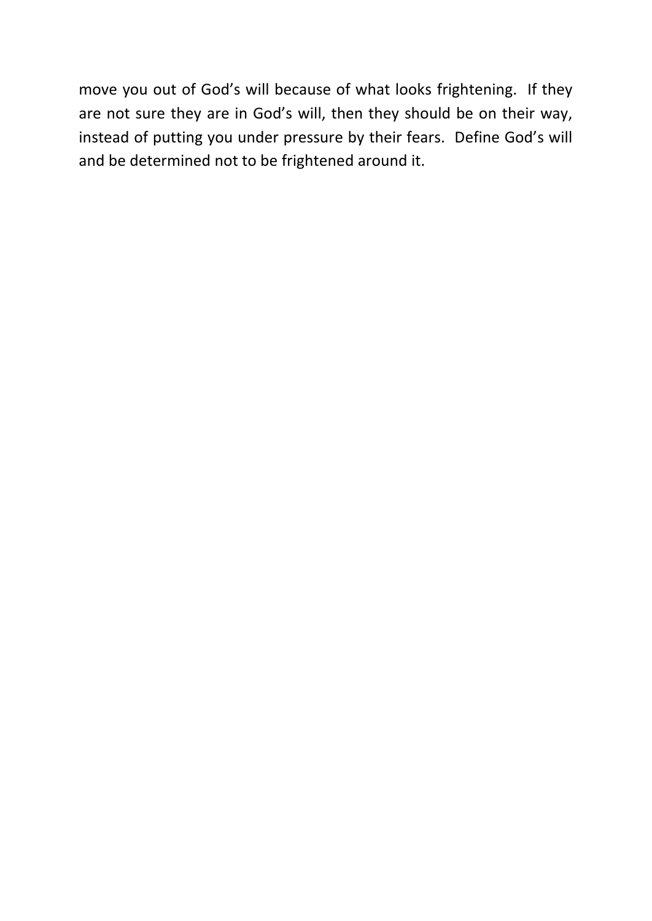move you out of God’s will because of what looks frightening. If they are not sure they are in God’s will, then they should be on their way, instead of putting you under pressure by their fears. Define God’s will and be determined not to be frightened around it.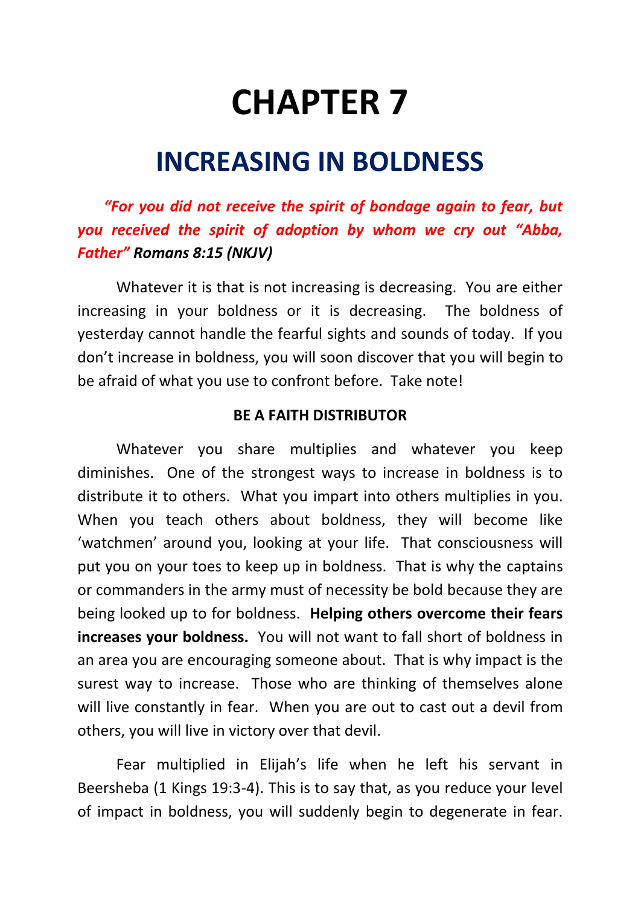# CHAPTER 7

## INCREASING IN BOLDNESS

*"For you did not receive the spirit of bondage again to fear, but you received the spirit of adoption by whom we cry out "Abba, Father"* ***Romans 8:15 (NKJV)***

Whatever it is that is not increasing is decreasing. You are either increasing in your boldness or it is decreasing. The boldness of yesterday cannot handle the fearful sights and sounds of today. If you don't increase in boldness, you will soon discover that you will begin to be afraid of what you use to confront before. Take note!

### BE A FAITH DISTRIBUTOR

Whatever you share multiplies and whatever you keep diminishes. One of the strongest ways to increase in boldness is to distribute it to others. What you impart into others multiplies in you. When you teach others about boldness, they will become like 'watchmen' around you, looking at your life. That consciousness will put you on your toes to keep up in boldness. That is why the captains or commanders in the army must of necessity be bold because they are being looked up to for boldness. **Helping others overcome their fears increases your boldness.** You will not want to fall short of boldness in an area you are encouraging someone about. That is why impact is the surest way to increase. Those who are thinking of themselves alone will live constantly in fear. When you are out to cast out a devil from others, you will live in victory over that devil.

Fear multiplied in Elijah's life when he left his servant in Beersheba (1 Kings 19:3-4). This is to say that, as you reduce your level of impact in boldness, you will suddenly begin to degenerate in fear.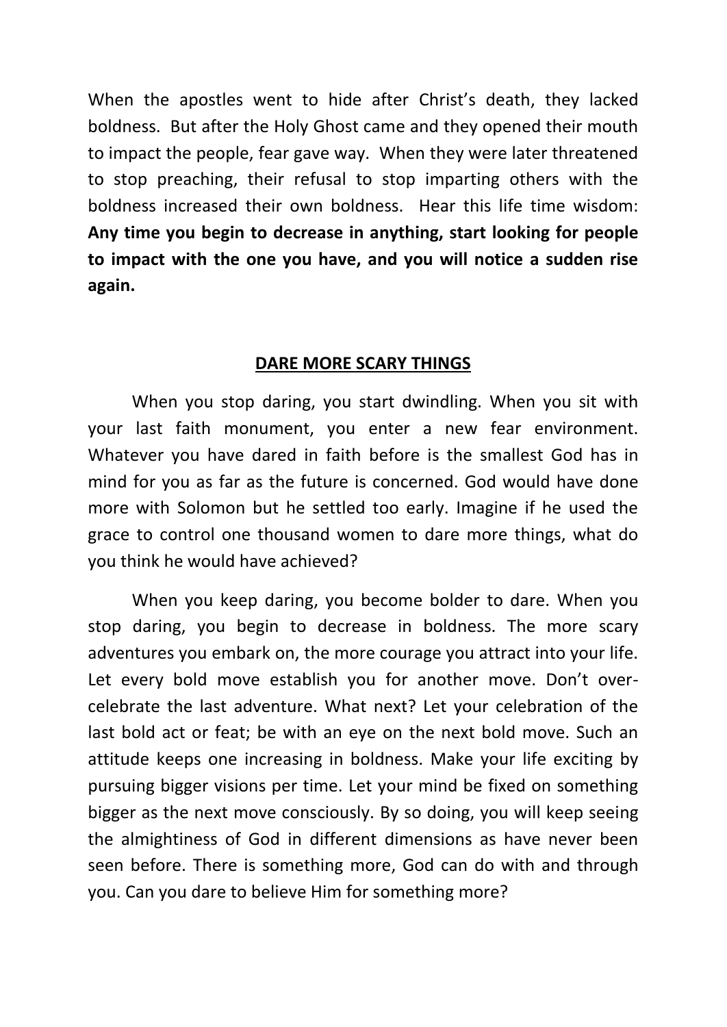When the apostles went to hide after Christ's death, they lacked boldness. But after the Holy Ghost came and they opened their mouth to impact the people, fear gave way. When they were later threatened to stop preaching, their refusal to stop imparting others with the boldness increased their own boldness. Hear this life time wisdom: **Any time you begin to decrease in anything, start looking for people to impact with the one you have, and you will notice a sudden rise again.**

## DARE MORE SCARY THINGS

When you stop daring, you start dwindling. When you sit with your last faith monument, you enter a new fear environment. Whatever you have dared in faith before is the smallest God has in mind for you as far as the future is concerned. God would have done more with Solomon but he settled too early. Imagine if he used the grace to control one thousand women to dare more things, what do you think he would have achieved?

When you keep daring, you become bolder to dare. When you stop daring, you begin to decrease in boldness. The more scary adventures you embark on, the more courage you attract into your life. Let every bold move establish you for another move. Don't over-celebrate the last adventure. What next? Let your celebration of the last bold act or feat; be with an eye on the next bold move. Such an attitude keeps one increasing in boldness. Make your life exciting by pursuing bigger visions per time. Let your mind be fixed on something bigger as the next move consciously. By so doing, you will keep seeing the almightiness of God in different dimensions as have never been seen before. There is something more, God can do with and through you. Can you dare to believe Him for something more?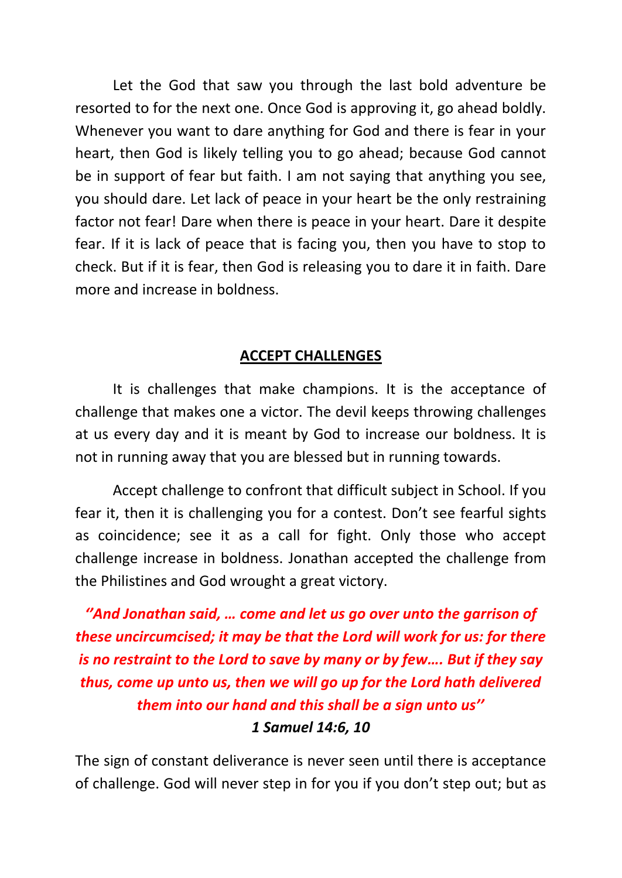Let the God that saw you through the last bold adventure be resorted to for the next one. Once God is approving it, go ahead boldly. Whenever you want to dare anything for God and there is fear in your heart, then God is likely telling you to go ahead; because God cannot be in support of fear but faith. I am not saying that anything you see, you should dare. Let lack of peace in your heart be the only restraining factor not fear! Dare when there is peace in your heart. Dare it despite fear. If it is lack of peace that is facing you, then you have to stop to check. But if it is fear, then God is releasing you to dare it in faith. Dare more and increase in boldness.

## ACCEPT CHALLENGES

It is challenges that make champions. It is the acceptance of challenge that makes one a victor. The devil keeps throwing challenges at us every day and it is meant by God to increase our boldness. It is not in running away that you are blessed but in running towards.

Accept challenge to confront that difficult subject in School. If you fear it, then it is challenging you for a contest. Don't see fearful sights as coincidence; see it as a call for fight. Only those who accept challenge increase in boldness. Jonathan accepted the challenge from the Philistines and God wrought a great victory.

***''And Jonathan said, … come and let us go over unto the garrison of these uncircumcised; it may be that the Lord will work for us: for there is no restraint to the Lord to save by many or by few…. But if they say thus, come up unto us, then we will go up for the Lord hath delivered them into our hand and this shall be a sign unto us''***
***1 Samuel 14:6, 10***

The sign of constant deliverance is never seen until there is acceptance of challenge. God will never step in for you if you don't step out; but as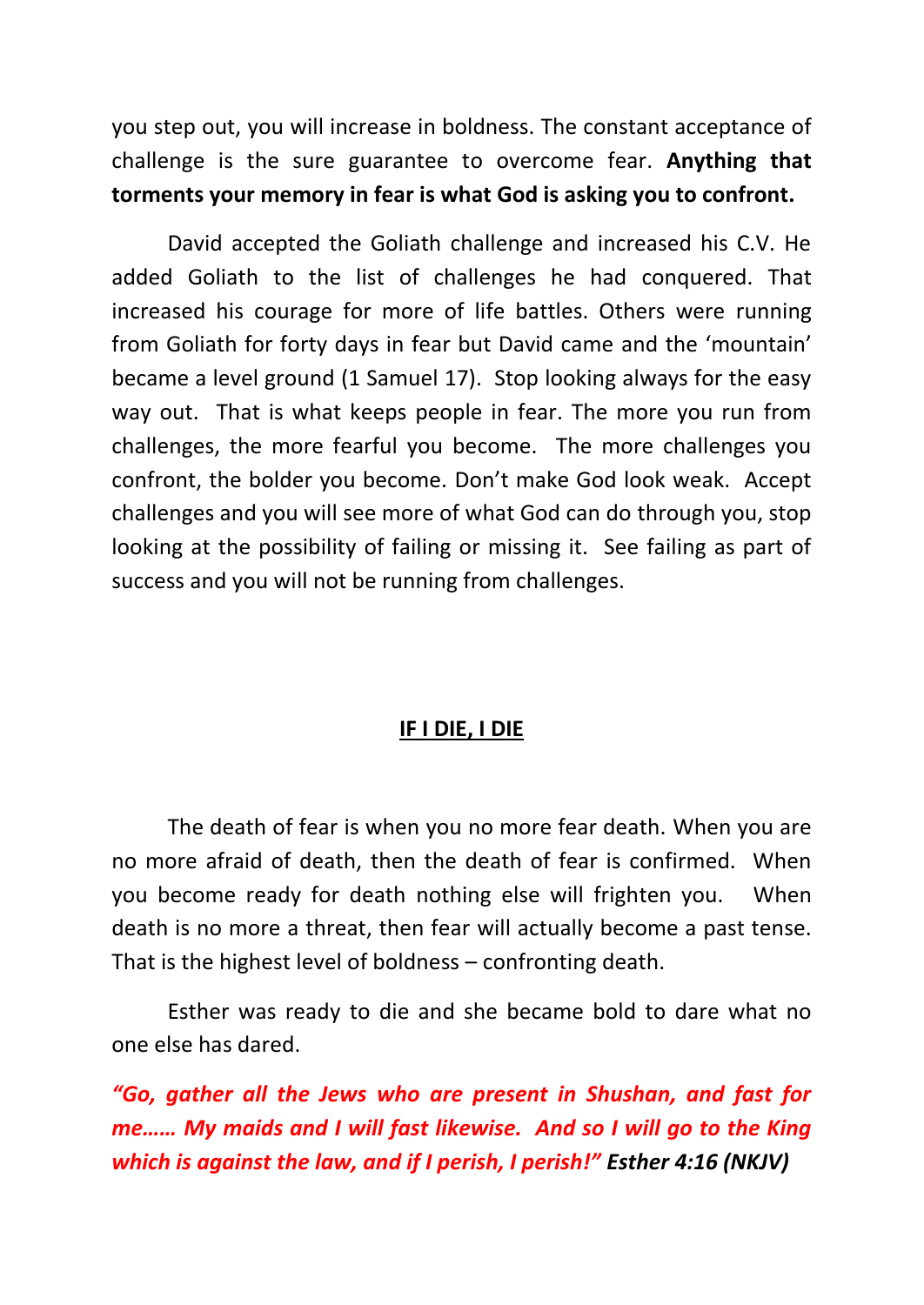you step out, you will increase in boldness. The constant acceptance of challenge is the sure guarantee to overcome fear. **Anything that torments your memory in fear is what God is asking you to confront.**

David accepted the Goliath challenge and increased his C.V. He added Goliath to the list of challenges he had conquered. That increased his courage for more of life battles. Others were running from Goliath for forty days in fear but David came and the 'mountain' became a level ground (1 Samuel 17). Stop looking always for the easy way out. That is what keeps people in fear. The more you run from challenges, the more fearful you become. The more challenges you confront, the bolder you become. Don't make God look weak. Accept challenges and you will see more of what God can do through you, stop looking at the possibility of failing or missing it. See failing as part of success and you will not be running from challenges.

## IF I DIE, I DIE

The death of fear is when you no more fear death. When you are no more afraid of death, then the death of fear is confirmed. When you become ready for death nothing else will frighten you. When death is no more a threat, then fear will actually become a past tense. That is the highest level of boldness – confronting death.

Esther was ready to die and she became bold to dare what no one else has dared.

***"Go, gather all the Jews who are present in Shushan, and fast for me…… My maids and I will fast likewise. And so I will go to the King which is against the law, and if I perish, I perish!" Esther 4:16 (NKJV)***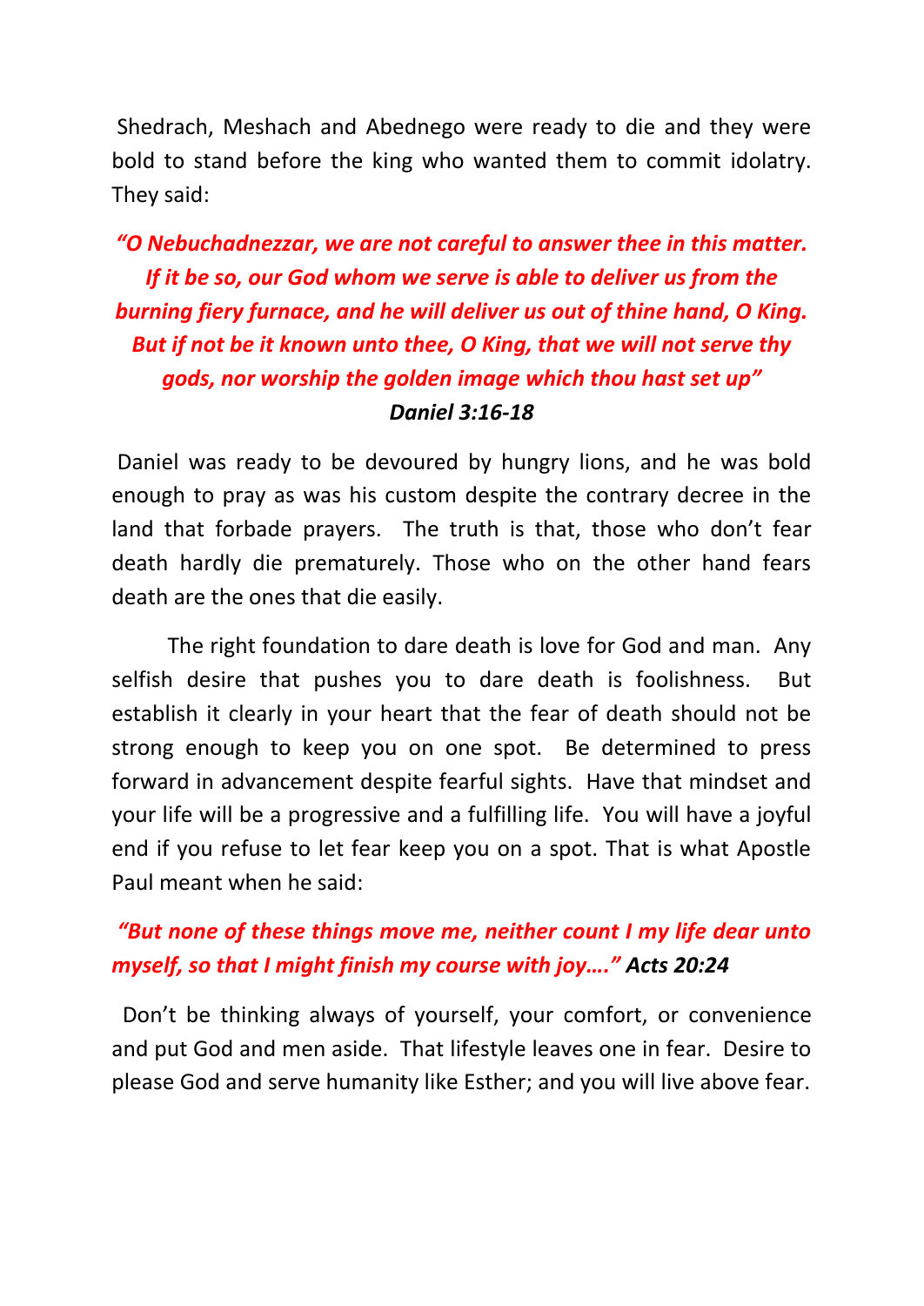Shedrach, Meshach and Abednego were ready to die and they were bold to stand before the king who wanted them to commit idolatry. They said:

***"O Nebuchadnezzar, we are not careful to answer thee in this matter. If it be so, our God whom we serve is able to deliver us from the burning fiery furnace, and he will deliver us out of thine hand, O King. But if not be it known unto thee, O King, that we will not serve thy gods, nor worship the golden image which thou hast set up"***
***Daniel 3:16-18***

Daniel was ready to be devoured by hungry lions, and he was bold enough to pray as was his custom despite the contrary decree in the land that forbade prayers. The truth is that, those who don't fear death hardly die prematurely. Those who on the other hand fears death are the ones that die easily.

The right foundation to dare death is love for God and man. Any selfish desire that pushes you to dare death is foolishness. But establish it clearly in your heart that the fear of death should not be strong enough to keep you on one spot. Be determined to press forward in advancement despite fearful sights. Have that mindset and your life will be a progressive and a fulfilling life. You will have a joyful end if you refuse to let fear keep you on a spot. That is what Apostle Paul meant when he said:

***"But none of these things move me, neither count I my life dear unto myself, so that I might finish my course with joy…." Acts 20:24***

Don't be thinking always of yourself, your comfort, or convenience and put God and men aside. That lifestyle leaves one in fear. Desire to please God and serve humanity like Esther; and you will live above fear.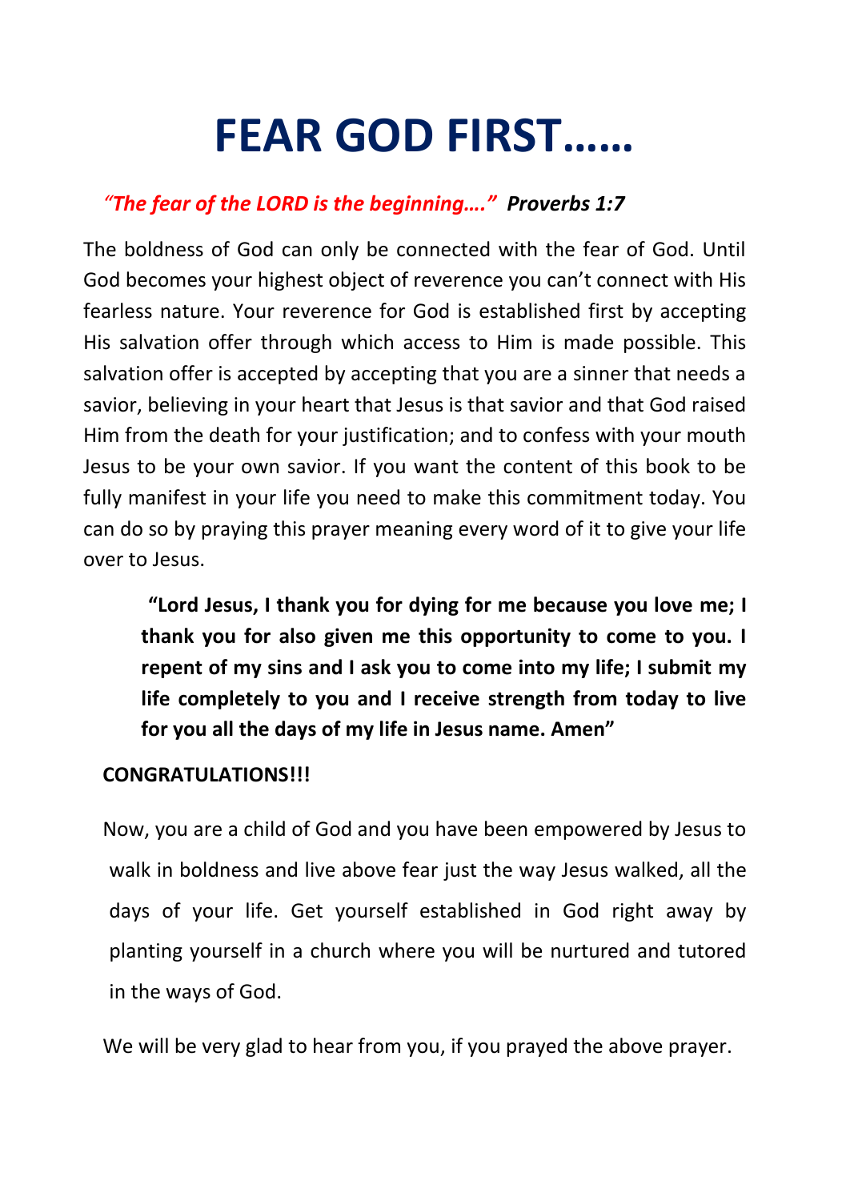# FEAR GOD FIRST……

*"The fear of the LORD is the beginning…."* ***Proverbs 1:7***

The boldness of God can only be connected with the fear of God. Until God becomes your highest object of reverence you can't connect with His fearless nature. Your reverence for God is established first by accepting His salvation offer through which access to Him is made possible. This salvation offer is accepted by accepting that you are a sinner that needs a savior, believing in your heart that Jesus is that savior and that God raised Him from the death for your justification; and to confess with your mouth Jesus to be your own savior. If you want the content of this book to be fully manifest in your life you need to make this commitment today. You can do so by praying this prayer meaning every word of it to give your life over to Jesus.

> **"Lord Jesus, I thank you for dying for me because you love me; I thank you for also given me this opportunity to come to you. I repent of my sins and I ask you to come into my life; I submit my life completely to you and I receive strength from today to live for you all the days of my life in Jesus name. Amen"**

**CONGRATULATIONS!!!**

Now, you are a child of God and you have been empowered by Jesus to walk in boldness and live above fear just the way Jesus walked, all the days of your life. Get yourself established in God right away by planting yourself in a church where you will be nurtured and tutored in the ways of God.

We will be very glad to hear from you, if you prayed the above prayer.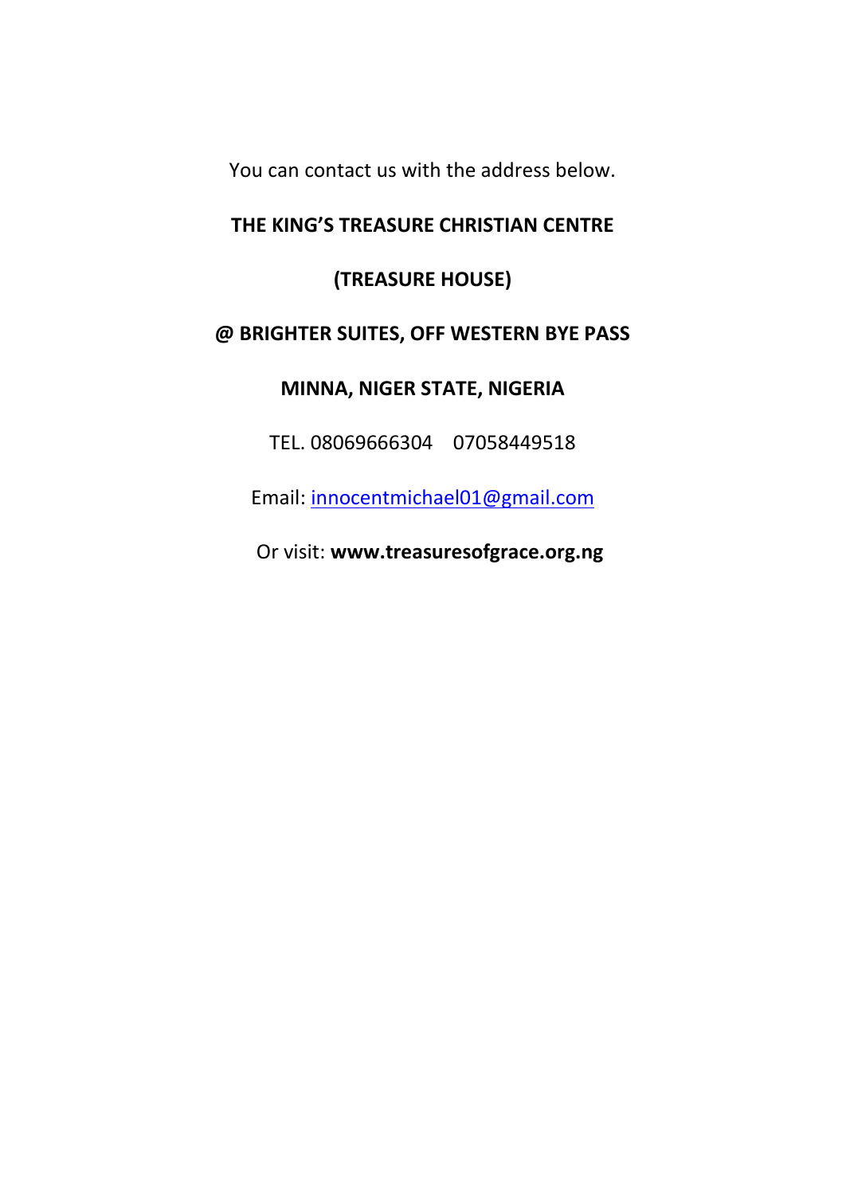You can contact us with the address below.

**THE KING'S TREASURE CHRISTIAN CENTRE**

**(TREASURE HOUSE)**

**@ BRIGHTER SUITES, OFF WESTERN BYE PASS**

**MINNA, NIGER STATE, NIGERIA**

TEL. 08069666304    07058449518

Email: innocentmichael01@gmail.com

Or visit: **www.treasuresofgrace.org.ng**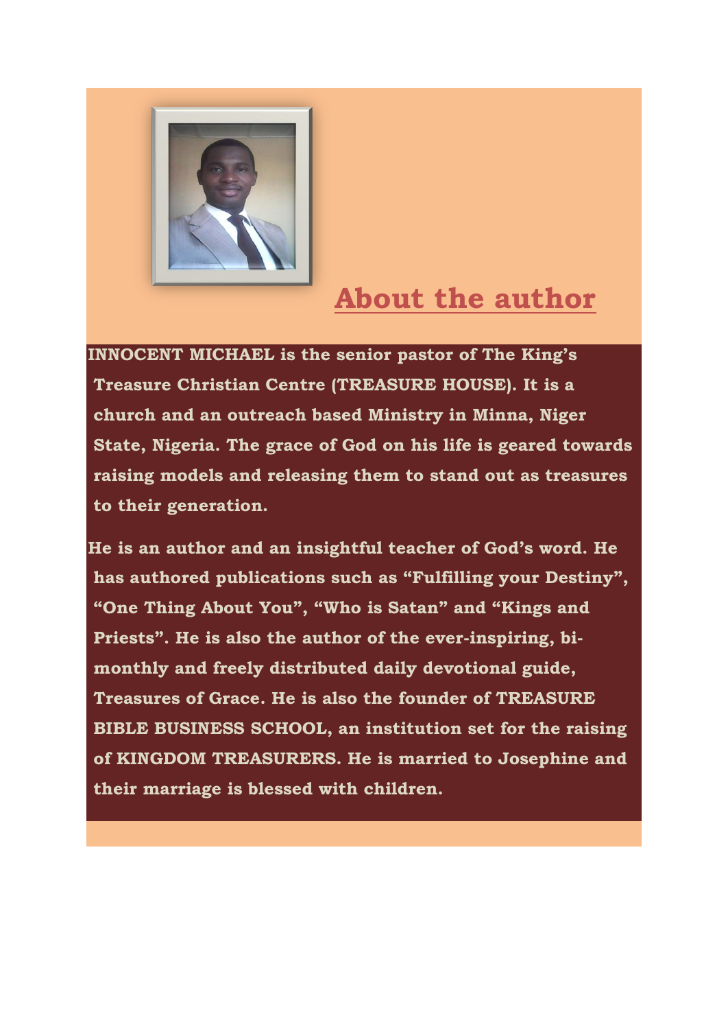## About the author

**INNOCENT MICHAEL is the senior pastor of The King's Treasure Christian Centre (TREASURE HOUSE). It is a church and an outreach based Ministry in Minna, Niger State, Nigeria. The grace of God on his life is geared towards raising models and releasing them to stand out as treasures to their generation.**

**He is an author and an insightful teacher of God's word. He has authored publications such as "Fulfilling your Destiny", "One Thing About You", "Who is Satan" and "Kings and Priests". He is also the author of the ever-inspiring, bi-monthly and freely distributed daily devotional guide, Treasures of Grace. He is also the founder of TREASURE BIBLE BUSINESS SCHOOL, an institution set for the raising of KINGDOM TREASURERS. He is married to Josephine and their marriage is blessed with children.**